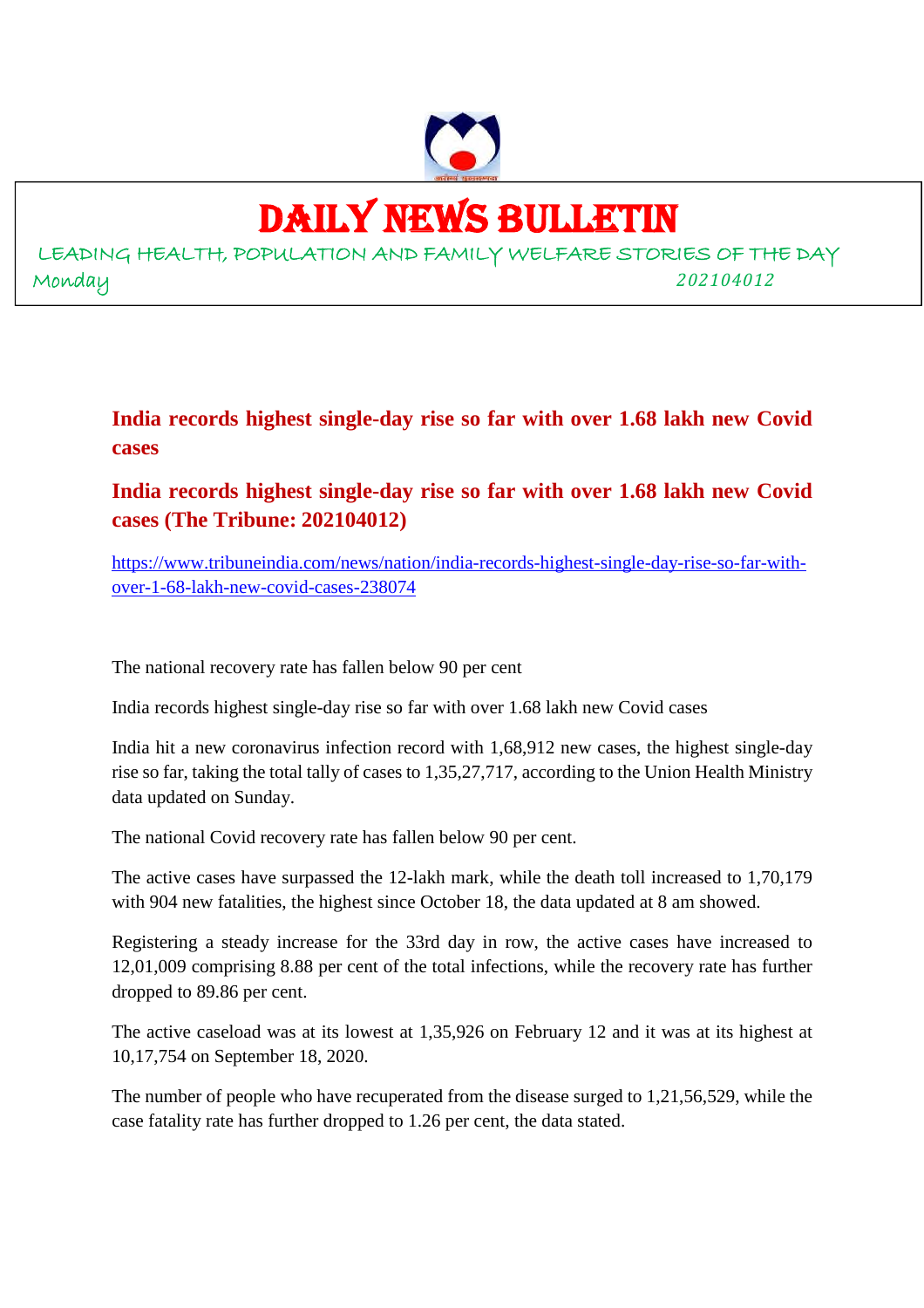# DAILY NEWS BULLETIN

LEADING HEALTH, POPULATION AND FAMILY WELFARE STORIES OF THE DAY

Monday *202104012*

## India records highest single-day rise so far with over 1.68 lakh new Covid cases

## India records highest single-day rise so far with over 1.68 lakh new Covid cases (The Tribune: 202104012)

https://www.tribuneindia.com/news/nation/india-records-highest-single-day-rise-so-far-with-over-1-68-lakh-new-covid-cases-238074

The national recovery rate has fallen below 90 per cent

India records highest single-day rise so far with over 1.68 lakh new Covid cases

India hit a new coronavirus infection record with 1,68,912 new cases, the highest single-day rise so far, taking the total tally of cases to 1,35,27,717, according to the Union Health Ministry data updated on Sunday.

The national Covid recovery rate has fallen below 90 per cent.

The active cases have surpassed the 12-lakh mark, while the death toll increased to 1,70,179 with 904 new fatalities, the highest since October 18, the data updated at 8 am showed.

Registering a steady increase for the 33rd day in row, the active cases have increased to 12,01,009 comprising 8.88 per cent of the total infections, while the recovery rate has further dropped to 89.86 per cent.

The active caseload was at its lowest at 1,35,926 on February 12 and it was at its highest at 10,17,754 on September 18, 2020.

The number of people who have recuperated from the disease surged to 1,21,56,529, while the case fatality rate has further dropped to 1.26 per cent, the data stated.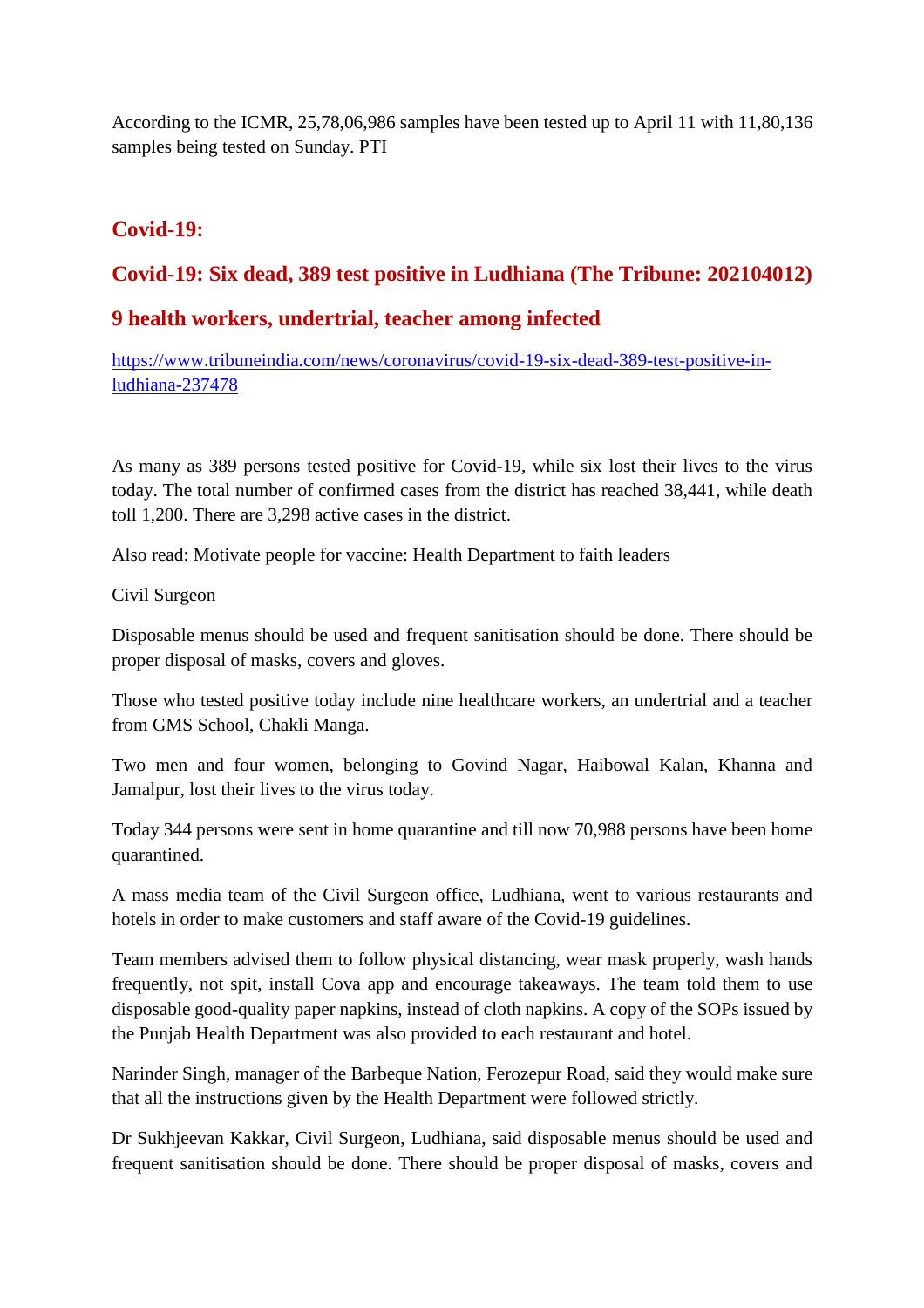According to the ICMR, 25,78,06,986 samples have been tested up to April 11 with 11,80,136 samples being tested on Sunday. PTI

## Covid-19:

## Covid-19: Six dead, 389 test positive in Ludhiana (The Tribune: 202104012)

## 9 health workers, undertrial, teacher among infected

https://www.tribuneindia.com/news/coronavirus/covid-19-six-dead-389-test-positive-in-ludhiana-237478

As many as 389 persons tested positive for Covid-19, while six lost their lives to the virus today. The total number of confirmed cases from the district has reached 38,441, while death toll 1,200. There are 3,298 active cases in the district.

Also read: Motivate people for vaccine: Health Department to faith leaders

Civil Surgeon

Disposable menus should be used and frequent sanitisation should be done. There should be proper disposal of masks, covers and gloves.

Those who tested positive today include nine healthcare workers, an undertrial and a teacher from GMS School, Chakli Manga.

Two men and four women, belonging to Govind Nagar, Haibowal Kalan, Khanna and Jamalpur, lost their lives to the virus today.

Today 344 persons were sent in home quarantine and till now 70,988 persons have been home quarantined.

A mass media team of the Civil Surgeon office, Ludhiana, went to various restaurants and hotels in order to make customers and staff aware of the Covid-19 guidelines.

Team members advised them to follow physical distancing, wear mask properly, wash hands frequently, not spit, install Cova app and encourage takeaways. The team told them to use disposable good-quality paper napkins, instead of cloth napkins. A copy of the SOPs issued by the Punjab Health Department was also provided to each restaurant and hotel.

Narinder Singh, manager of the Barbeque Nation, Ferozepur Road, said they would make sure that all the instructions given by the Health Department were followed strictly.

Dr Sukhjeevan Kakkar, Civil Surgeon, Ludhiana, said disposable menus should be used and frequent sanitisation should be done. There should be proper disposal of masks, covers and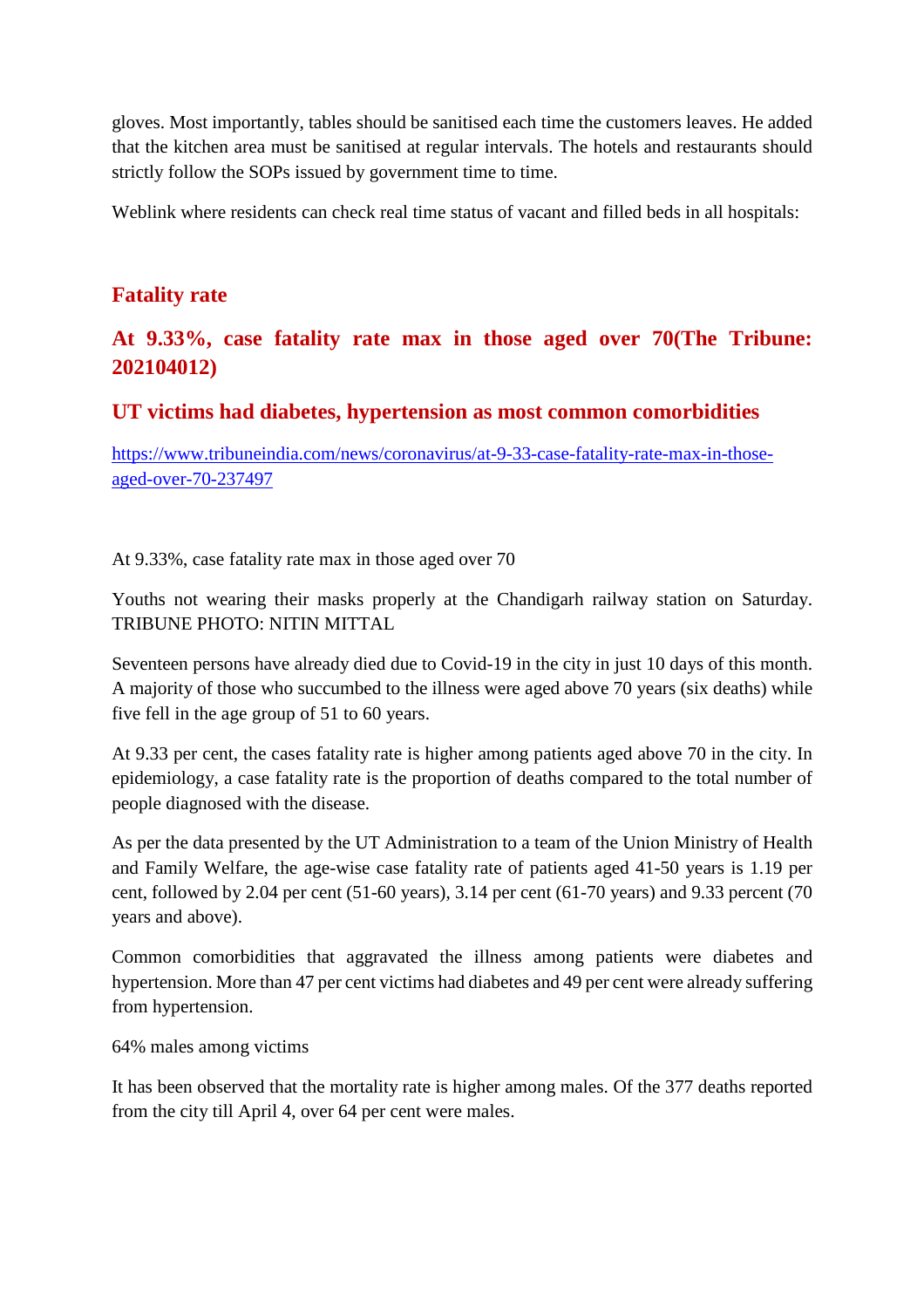gloves. Most importantly, tables should be sanitised each time the customers leaves. He added that the kitchen area must be sanitised at regular intervals. The hotels and restaurants should strictly follow the SOPs issued by government time to time.

Weblink where residents can check real time status of vacant and filled beds in all hospitals:

## Fatality rate

## At 9.33%, case fatality rate max in those aged over 70(The Tribune: 202104012)

## UT victims had diabetes, hypertension as most common comorbidities

[https://www.tribuneindia.com/news/coronavirus/at-9-33-case-fatality-rate-max-in-those-aged-over-70-237497](https://www.tribuneindia.com/news/coronavirus/at-9-33-case-fatality-rate-max-in-those-aged-over-70-237497)

At 9.33%, case fatality rate max in those aged over 70

Youths not wearing their masks properly at the Chandigarh railway station on Saturday. TRIBUNE PHOTO: NITIN MITTAL

Seventeen persons have already died due to Covid-19 in the city in just 10 days of this month. A majority of those who succumbed to the illness were aged above 70 years (six deaths) while five fell in the age group of 51 to 60 years.

At 9.33 per cent, the cases fatality rate is higher among patients aged above 70 in the city. In epidemiology, a case fatality rate is the proportion of deaths compared to the total number of people diagnosed with the disease.

As per the data presented by the UT Administration to a team of the Union Ministry of Health and Family Welfare, the age-wise case fatality rate of patients aged 41-50 years is 1.19 per cent, followed by 2.04 per cent (51-60 years), 3.14 per cent (61-70 years) and 9.33 percent (70 years and above).

Common comorbidities that aggravated the illness among patients were diabetes and hypertension. More than 47 per cent victims had diabetes and 49 per cent were already suffering from hypertension.

64% males among victims

It has been observed that the mortality rate is higher among males. Of the 377 deaths reported from the city till April 4, over 64 per cent were males.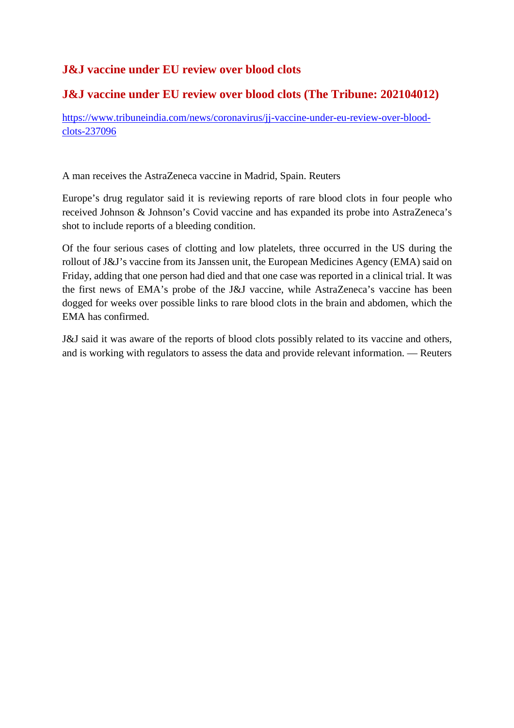## J&J vaccine under EU review over blood clots

## J&J vaccine under EU review over blood clots (The Tribune: 202104012)

https://www.tribuneindia.com/news/coronavirus/jj-vaccine-under-eu-review-over-blood-clots-237096

A man receives the AstraZeneca vaccine in Madrid, Spain. Reuters

Europe's drug regulator said it is reviewing reports of rare blood clots in four people who received Johnson & Johnson's Covid vaccine and has expanded its probe into AstraZeneca's shot to include reports of a bleeding condition.

Of the four serious cases of clotting and low platelets, three occurred in the US during the rollout of J&J's vaccine from its Janssen unit, the European Medicines Agency (EMA) said on Friday, adding that one person had died and that one case was reported in a clinical trial. It was the first news of EMA's probe of the J&J vaccine, while AstraZeneca's vaccine has been dogged for weeks over possible links to rare blood clots in the brain and abdomen, which the EMA has confirmed.

J&J said it was aware of the reports of blood clots possibly related to its vaccine and others, and is working with regulators to assess the data and provide relevant information. — Reuters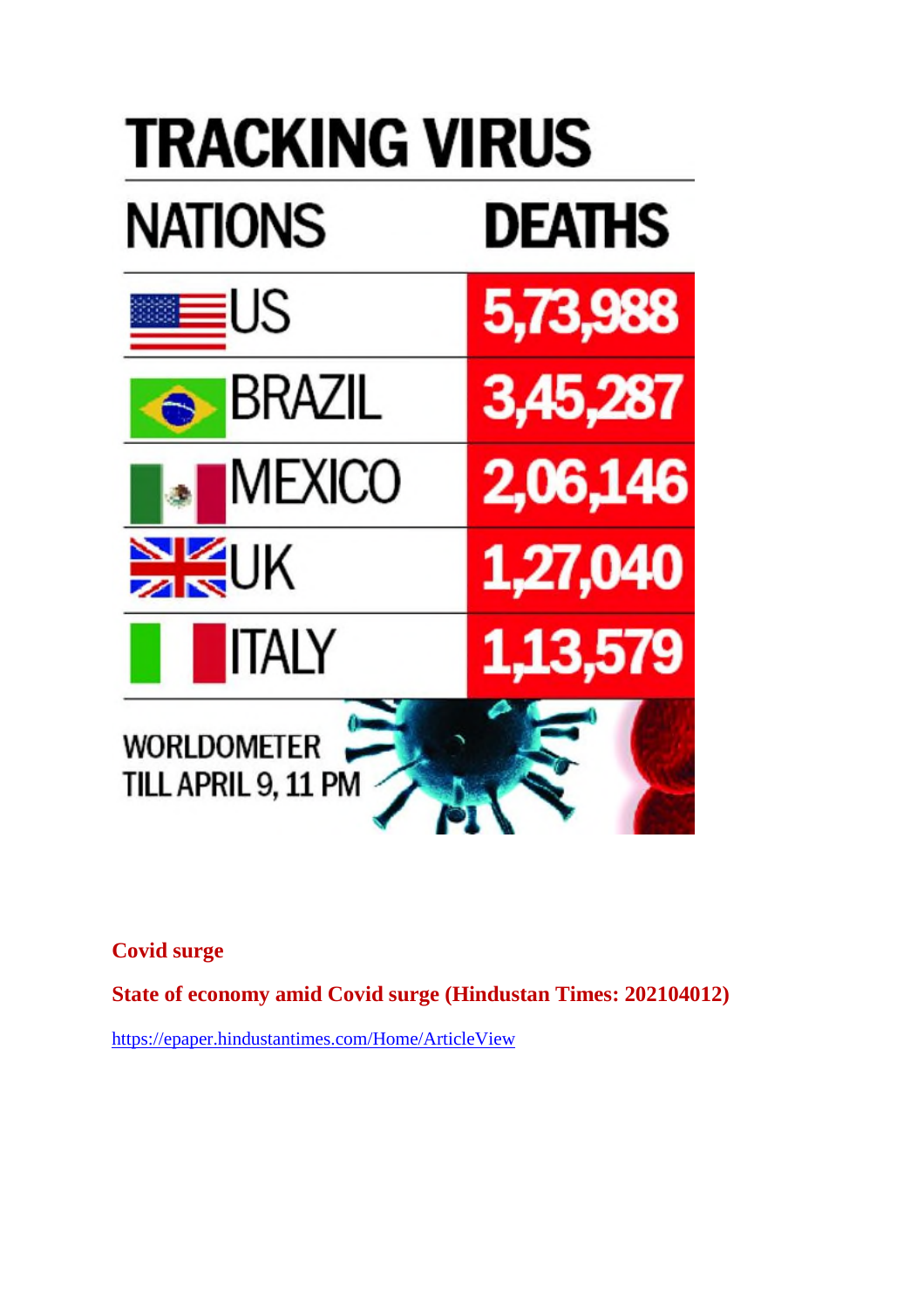# TRACKING VIRUS

| NATIONS | DEATHS |
| --- | --- |
| US | 5,73,988 |
| BRAZIL | 3,45,287 |
| MEXICO | 2,06,146 |
| UK | 1,27,040 |
| ITALY | 1,13,579 |

WORLDOMETER TILL APRIL 9, 11 PM

**Covid surge**

**State of economy amid Covid surge (Hindustan Times: 202104012)**

https://epaper.hindustantimes.com/Home/ArticleView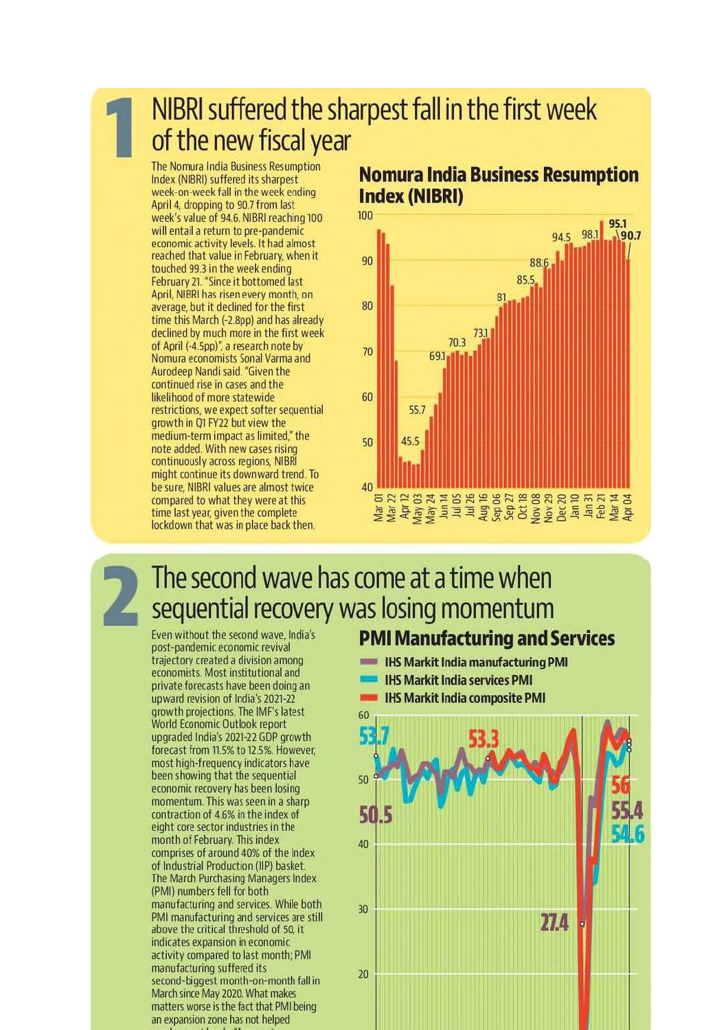# 1 NIBRI suffered the sharpest fall in the first week of the new fiscal year

The Nomura India Business Resumption Index (NIBRI) suffered its sharpest week-on-week fall in the week ending April 4, dropping to 90.7 from last week's value of 94.6. NIBRI reaching 100 will entail a return to pre-pandemic economic activity levels. It had almost reached that value in February, when it touched 99.3 in the week ending February 21. "Since it bottomed last April, NIBRI has risen every month, on average, but it declined for the first time this March (-2.8pp) and has already declined by much more in the first week of April (-4.5pp)", a research note by Nomura economists Sonal Varma and Aurodeep Nandi said. "Given the continued rise in cases and the likelihood of more statewide restrictions, we expect softer sequential growth in Q1 FY22 but view the medium-term impact as limited," the note added. With new cases rising continuously across regions, NIBRI might continue its downward trend. To be sure, NIBRI values are almost twice compared to what they were at this time last year, given the complete lockdown that was in place back then.

**Nomura India Business Resumption Index (NIBRI)**

Labelled values: 45.5, 55.7, 69.1, 70.3, 73.1, 81, 85.5, 88.6, 94.5, 98.1, 95.1, 90.7

Weeks: Mar 01, Mar 22, Apr 12, May 03, May 24, Jun 14, Jul 05, Jul 26, Aug 16, Sep 06, Sep 27, Oct 18, Nov 08, Nov 29, Dec 20, Jan 10, Jan 31, Feb 21, Mar 14, Apr 04

# 2 The second wave has come at a time when sequential recovery was losing momentum

Even without the second wave, India's post-pandemic economic revival trajectory created a division among economists. Most institutional and private forecasts have been doing an upward revision of India's 2021-22 growth projections. The IMF's latest World Economic Outlook report upgraded India's 2021-22 GDP growth forecast from 11.5% to 12.5%. However, most high-frequency indicators have been showing that the sequential economic recovery has been losing momentum. This was seen in a sharp contraction of 4.6% in the index of eight core sector industries in the month of February. This index comprises of around 40% of the Index of Industrial Production (IIP) basket. The March Purchasing Managers Index (PMI) numbers fell for both manufacturing and services. While both PMI manufacturing and services are still above the critical threshold of 50, it indicates expansion in economic activity compared to last month; PMI manufacturing suffered its second-biggest month-on-month fall in March since May 2020. What makes matters worse is the fact that PMI being an expansion zone has not helped

**PMI Manufacturing and Services**

- IHS Markit India manufacturing PMI
- IHS Markit India services PMI
- IHS Markit India composite PMI

Labelled values: 53.7, 50.5, 53.3, 27.4, 56, 55.4, 54.6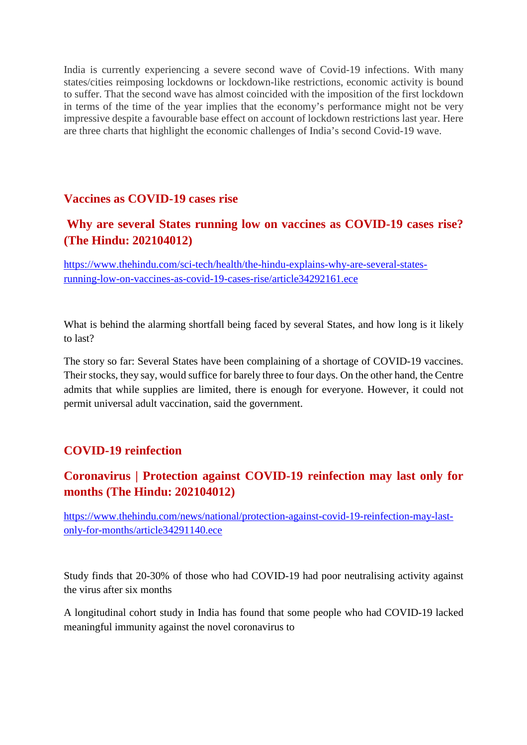India is currently experiencing a severe second wave of Covid-19 infections. With many states/cities reimposing lockdowns or lockdown-like restrictions, economic activity is bound to suffer. That the second wave has almost coincided with the imposition of the first lockdown in terms of the time of the year implies that the economy's performance might not be very impressive despite a favourable base effect on account of lockdown restrictions last year. Here are three charts that highlight the economic challenges of India's second Covid-19 wave.

## Vaccines as COVID-19 cases rise

## Why are several States running low on vaccines as COVID-19 cases rise? (The Hindu: 202104012)

https://www.thehindu.com/sci-tech/health/the-hindu-explains-why-are-several-states-running-low-on-vaccines-as-covid-19-cases-rise/article34292161.ece

What is behind the alarming shortfall being faced by several States, and how long is it likely to last?

The story so far: Several States have been complaining of a shortage of COVID-19 vaccines. Their stocks, they say, would suffice for barely three to four days. On the other hand, the Centre admits that while supplies are limited, there is enough for everyone. However, it could not permit universal adult vaccination, said the government.

## COVID-19 reinfection

## Coronavirus | Protection against COVID-19 reinfection may last only for months (The Hindu: 202104012)

https://www.thehindu.com/news/national/protection-against-covid-19-reinfection-may-last-only-for-months/article34291140.ece

Study finds that 20-30% of those who had COVID-19 had poor neutralising activity against the virus after six months

A longitudinal cohort study in India has found that some people who had COVID-19 lacked meaningful immunity against the novel coronavirus to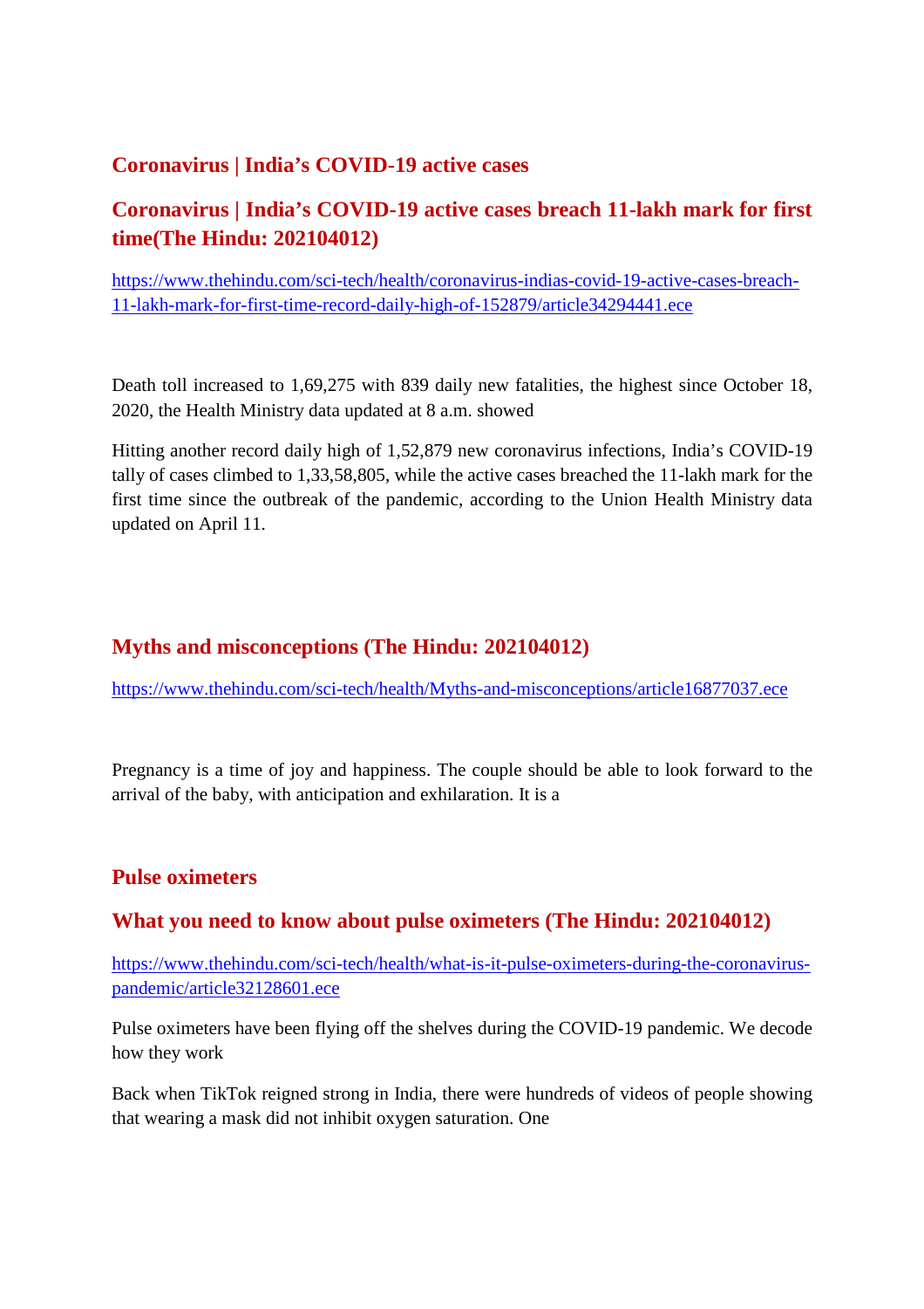## Coronavirus | India’s COVID-19 active cases

## Coronavirus | India’s COVID-19 active cases breach 11-lakh mark for first time(The Hindu: 202104012)

https://www.thehindu.com/sci-tech/health/coronavirus-indias-covid-19-active-cases-breach-11-lakh-mark-for-first-time-record-daily-high-of-152879/article34294441.ece

Death toll increased to 1,69,275 with 839 daily new fatalities, the highest since October 18, 2020, the Health Ministry data updated at 8 a.m. showed

Hitting another record daily high of 1,52,879 new coronavirus infections, India’s COVID-19 tally of cases climbed to 1,33,58,805, while the active cases breached the 11-lakh mark for the first time since the outbreak of the pandemic, according to the Union Health Ministry data updated on April 11.

## Myths and misconceptions (The Hindu: 202104012)

https://www.thehindu.com/sci-tech/health/Myths-and-misconceptions/article16877037.ece

Pregnancy is a time of joy and happiness. The couple should be able to look forward to the arrival of the baby, with anticipation and exhilaration. It is a

## Pulse oximeters

## What you need to know about pulse oximeters (The Hindu: 202104012)

https://www.thehindu.com/sci-tech/health/what-is-it-pulse-oximeters-during-the-coronavirus-pandemic/article32128601.ece

Pulse oximeters have been flying off the shelves during the COVID-19 pandemic. We decode how they work

Back when TikTok reigned strong in India, there were hundreds of videos of people showing that wearing a mask did not inhibit oxygen saturation. One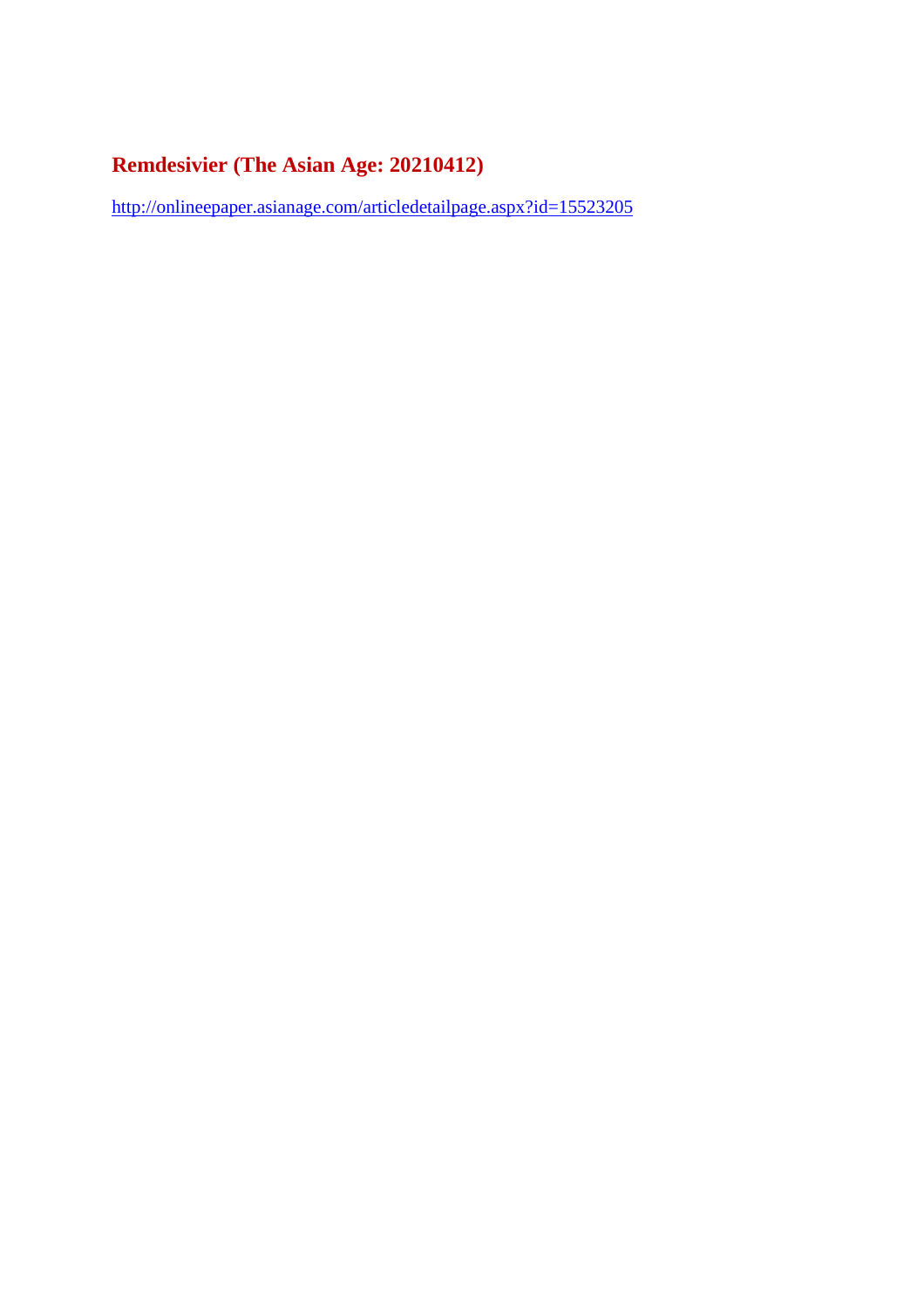## Remdesivier (The Asian Age: 20210412)

http://onlineepaper.asianage.com/articledetailpage.aspx?id=15523205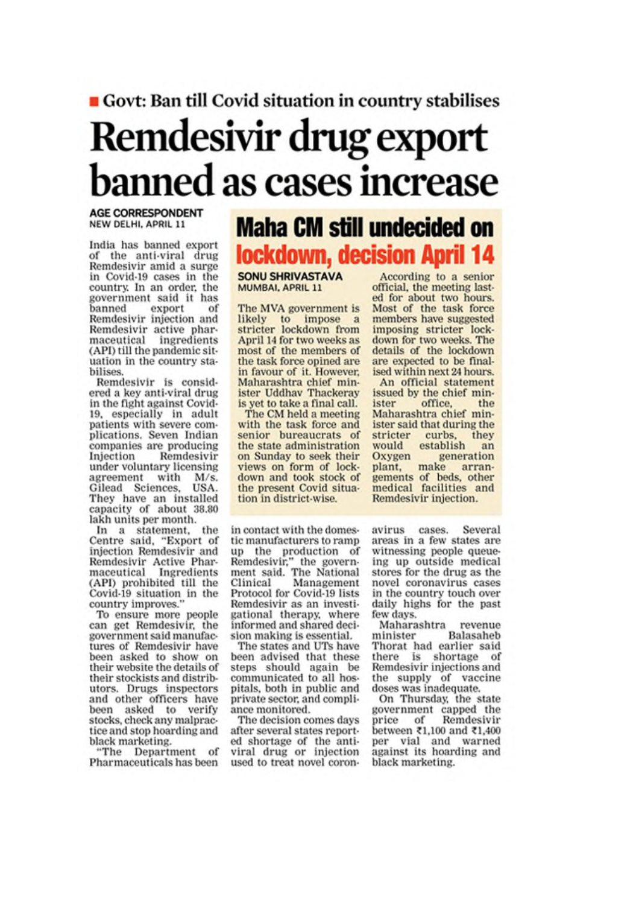■ Govt: Ban till Covid situation in country stabilises

# Remdesivir drug export banned as cases increase

**AGE CORRESPONDENT**
NEW DELHI, APRIL 11

India has banned export of the anti-viral drug Remdesivir amid a surge in Covid-19 cases in the country. In an order, the government said it has banned export of Remdesivir injection and Remdesivir active pharmaceutical ingredients (API) till the pandemic situation in the country stabilises.

Remdesivir is considered a key anti-viral drug in the fight against Covid-19, especially in adult patients with severe complications. Seven Indian companies are producing Injection Remdesivir under voluntary licensing agreement with M/s. Gilead Sciences, USA. They have an installed capacity of about 38.80 lakh units per month.

In a statement, the Centre said, "Export of injection Remdesivir and Remdesivir Active Pharmaceutical Ingredients (API) prohibited till the Covid-19 situation in the country improves."

To ensure more people can get Remdesivir, the government said manufactures of Remdesivir have been asked to show on their website the details of their stockists and distributors. Drugs inspectors and other officers have been asked to verify stocks, check any malpractice and stop hoarding and black marketing.

"The Department of Pharmaceuticals has been in contact with the domestic manufacturers to ramp up the production of Remdesivir," the government said. The National Clinical Management Protocol for Covid-19 lists Remdesivir as an investigational therapy, where informed and shared decision making is essential.

The states and UTs have been advised that these steps should again be communicated to all hospitals, both in public and private sector, and compliance monitored.

The decision comes days after several states reported shortage of the anti-viral drug or injection used to treat novel coronavirus cases. Several areas in a few states are witnessing people queueing up outside medical stores for the drug as the novel coronavirus cases in the country touch over daily highs for the past few days.

Maharashtra revenue minister Balasaheb Thorat had earlier said there is shortage of Remdesivir injections and the supply of vaccine doses was inadequate.

On Thursday, the state government capped the price of Remdesivir between ₹1,100 and ₹1,400 per vial and warned against its hoarding and black marketing.

## Maha CM still undecided on lockdown, decision April 14

**SONU SHRIVASTAVA**
MUMBAI, APRIL 11

The MVA government is likely to impose a stricter lockdown from April 14 for two weeks as most of the members of the task force opined are in favour of it. However, Maharashtra chief minister Uddhav Thackeray is yet to take a final call.

The CM held a meeting with the task force and senior bureaucrats of the state administration on Sunday to seek their views on form of lockdown and took stock of the present Covid situation in district-wise.

According to a senior official, the meeting lasted for about two hours. Most of the task force members have suggested imposing stricter lockdown for two weeks. The details of the lockdown are expected to be finalised within next 24 hours.

An official statement issued by the chief minister office, the Maharashtra chief minister said that during the stricter curbs, they would establish an Oxygen generation plant, make arrangements of beds, other medical facilities and Remdesivir injection.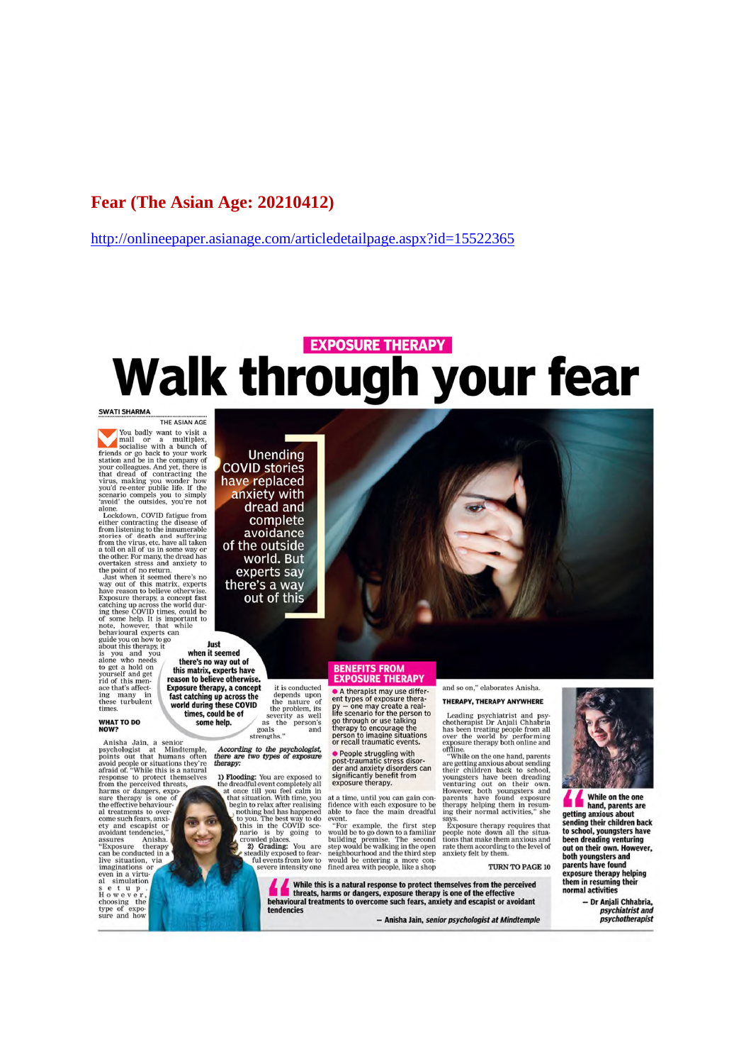# Fear (The Asian Age: 20210412)

http://onlineepaper.asianage.com/articledetailpage.aspx?id=15522365

EXPOSURE THERAPY

# Walk through your fear

SWATI SHARMA
THE ASIAN AGE

Unending COVID stories have replaced anxiety with dread and complete avoidance of the outside world. But experts say there's a way out of this

You badly want to visit a mall or a multiplex, socialise with a bunch of friends or go back to your work station and be in the company of your colleagues. And yet, there is that dread of contracting the virus, making you wonder how you'd re-enter public life. If the scenario compels you to simply 'avoid' the outsides, you're not alone.

Lockdown, COVID fatigue from either contracting the disease or from listening to the innumerable stories of death and suffering from the virus, etc. have all taken a toll on all of us in some way or the other. For many, the dread has overtaken stress and anxiety to the point of no return.

Just when it seemed there's no way out of this matrix, experts have reason to believe otherwise. Exposure therapy, a concept fast catching up across the world during these COVID times, could be of some help. It is important to note, however, that while behavioural experts can guide you on how to go about this therapy, it is you and you alone who needs to get a hold on yourself and get rid of this menace that's affecting many in these turbulent times.

**Just when it seemed there's no way out of this matrix, experts have reason to believe otherwise. Exposure therapy, a concept fast catching up across the world during these COVID times, could be of some help.**

### WHAT TO DO NOW?

Anisha Jain, a senior psychologist at Mindtemple, points out that humans often avoid people or situations they're afraid of. "While this is a natural response to protect themselves from the perceived threats, harms or dangers, exposure therapy is one of the effective behavioural treatments to overcome such fears, anxiety and escapist or avoidant tendencies," assures Anisha. "Exposure therapy can be conducted in a live situation, via imaginations or even in a virtual simulation setup. However, choosing the type of exposure and how it is conducted depends upon the nature of the problem, its severity as well as the person's goals and strengths."

*According to the psychologist, there are two types of exposure therapy:*

1) **Flooding:** You are exposed to the dreadful event completely all at once till you feel calm in that situation. With time, you begin to relax after realising nothing bad has happened to you. The best way to do this in the COVID scenario is by going to crowded places.

2) **Grading:** You are steadily exposed to fearful events from low to severe intensity one at a time, until you can gain confidence with each exposure to be able to face the main dreadful event.

"For example, the first step would be to go down to a familiar building premise. The second step would be walking in the open neighbourhood and the third step would be entering a more confined area with people, like a shop and so on," elaborates Anisha.

### BENEFITS FROM EXPOSURE THERAPY

- A therapist may use different types of exposure therapy — one may create a real-life scenario for the person to go through or use talking therapy to encourage the person to imagine situations or recall traumatic events.
- People struggling with post-traumatic stress disorder and anxiety disorders can significantly benefit from exposure therapy.

### THERAPY, THERAPY ANYWHERE

Leading psychiatrist and psychotherapist Dr Anjali Chhabria has been treating people from all over the world by performing exposure therapy both online and offline.

"While on the one hand, parents are getting anxious about sending their children back to school, youngsters have been dreading venturing out on their own. However, both youngsters and parents have found exposure therapy helping them in resuming their normal activities," she says.

Exposure therapy requires that people note down all the situations that make them anxious and rate them according to the level of anxiety felt by them.

TURN TO PAGE 10

**"While this is a natural response to protect themselves from the perceived threats, harms or dangers, exposure therapy is one of the effective behavioural treatments to overcome such fears, anxiety and escapist or avoidant tendencies**

— Anisha Jain, *senior psychologist at Mindtemple*

**"While on the one hand, parents are getting anxious about sending their children back to school, youngsters have been dreading venturing out on their own. However, both youngsters and parents have found exposure therapy helping them in resuming their normal activities**

— Dr Anjali Chhabria, *psychiatrist and psychotherapist*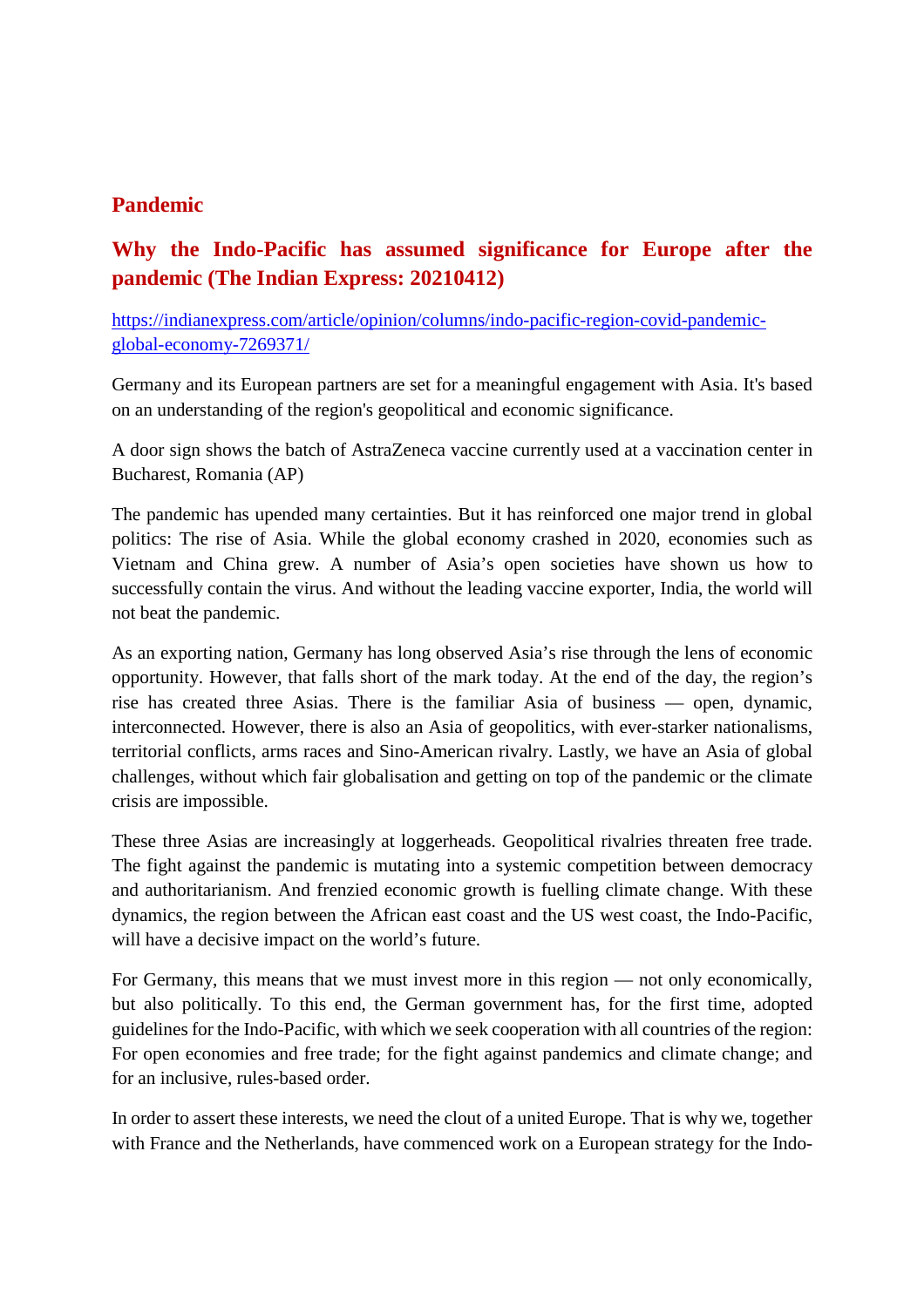## Pandemic

### Why the Indo-Pacific has assumed significance for Europe after the pandemic (The Indian Express: 20210412)

[https://indianexpress.com/article/opinion/columns/indo-pacific-region-covid-pandemic-global-economy-7269371/](https://indianexpress.com/article/opinion/columns/indo-pacific-region-covid-pandemic-global-economy-7269371/)

Germany and its European partners are set for a meaningful engagement with Asia. It's based on an understanding of the region's geopolitical and economic significance.

A door sign shows the batch of AstraZeneca vaccine currently used at a vaccination center in Bucharest, Romania (AP)

The pandemic has upended many certainties. But it has reinforced one major trend in global politics: The rise of Asia. While the global economy crashed in 2020, economies such as Vietnam and China grew. A number of Asia's open societies have shown us how to successfully contain the virus. And without the leading vaccine exporter, India, the world will not beat the pandemic.

As an exporting nation, Germany has long observed Asia's rise through the lens of economic opportunity. However, that falls short of the mark today. At the end of the day, the region's rise has created three Asias. There is the familiar Asia of business — open, dynamic, interconnected. However, there is also an Asia of geopolitics, with ever-starker nationalisms, territorial conflicts, arms races and Sino-American rivalry. Lastly, we have an Asia of global challenges, without which fair globalisation and getting on top of the pandemic or the climate crisis are impossible.

These three Asias are increasingly at loggerheads. Geopolitical rivalries threaten free trade. The fight against the pandemic is mutating into a systemic competition between democracy and authoritarianism. And frenzied economic growth is fuelling climate change. With these dynamics, the region between the African east coast and the US west coast, the Indo-Pacific, will have a decisive impact on the world's future.

For Germany, this means that we must invest more in this region — not only economically, but also politically. To this end, the German government has, for the first time, adopted guidelines for the Indo-Pacific, with which we seek cooperation with all countries of the region: For open economies and free trade; for the fight against pandemics and climate change; and for an inclusive, rules-based order.

In order to assert these interests, we need the clout of a united Europe. That is why we, together with France and the Netherlands, have commenced work on a European strategy for the Indo-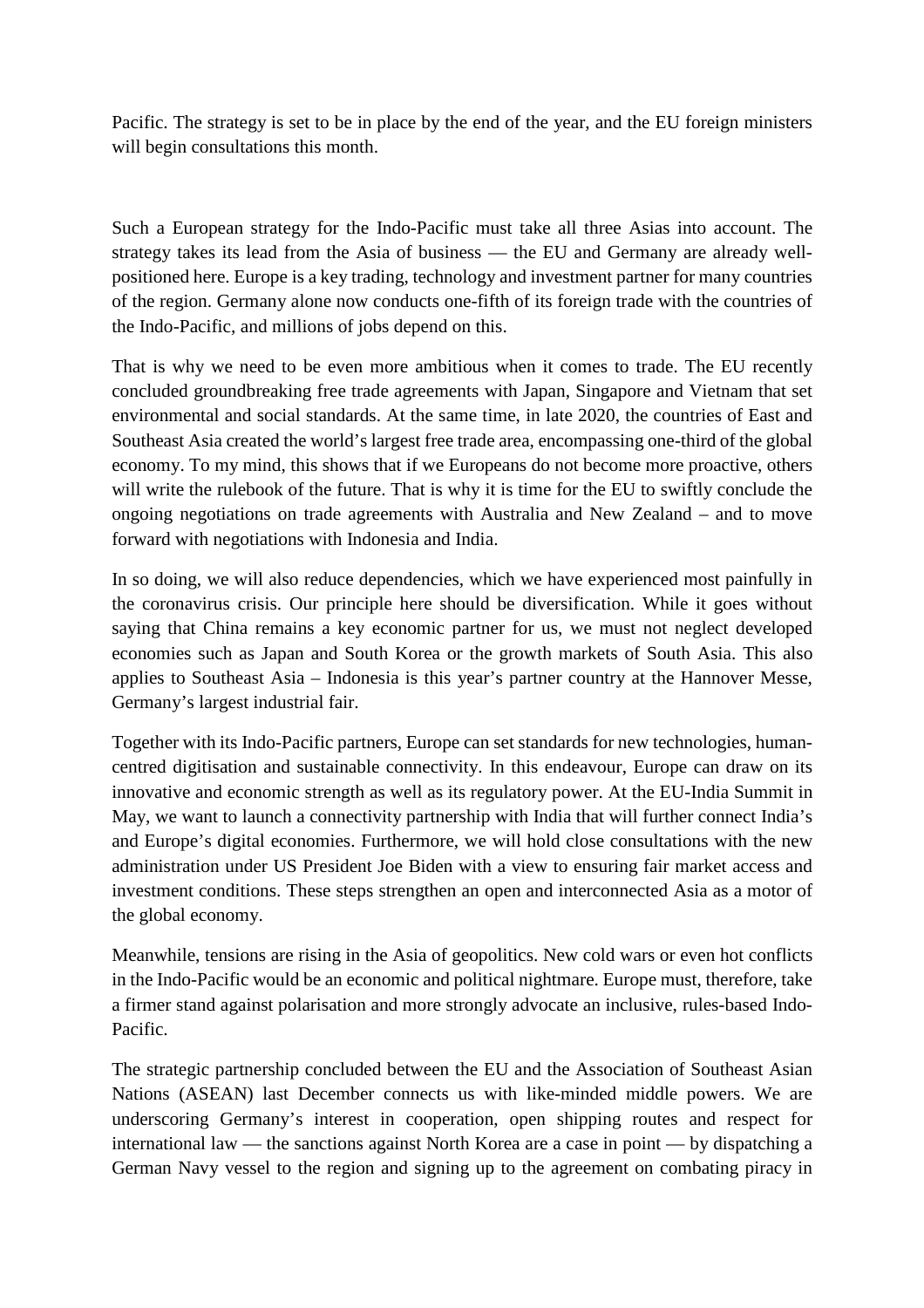Pacific. The strategy is set to be in place by the end of the year, and the EU foreign ministers will begin consultations this month.

Such a European strategy for the Indo-Pacific must take all three Asias into account. The strategy takes its lead from the Asia of business — the EU and Germany are already well-positioned here. Europe is a key trading, technology and investment partner for many countries of the region. Germany alone now conducts one-fifth of its foreign trade with the countries of the Indo-Pacific, and millions of jobs depend on this.

That is why we need to be even more ambitious when it comes to trade. The EU recently concluded groundbreaking free trade agreements with Japan, Singapore and Vietnam that set environmental and social standards. At the same time, in late 2020, the countries of East and Southeast Asia created the world's largest free trade area, encompassing one-third of the global economy. To my mind, this shows that if we Europeans do not become more proactive, others will write the rulebook of the future. That is why it is time for the EU to swiftly conclude the ongoing negotiations on trade agreements with Australia and New Zealand – and to move forward with negotiations with Indonesia and India.

In so doing, we will also reduce dependencies, which we have experienced most painfully in the coronavirus crisis. Our principle here should be diversification. While it goes without saying that China remains a key economic partner for us, we must not neglect developed economies such as Japan and South Korea or the growth markets of South Asia. This also applies to Southeast Asia – Indonesia is this year's partner country at the Hannover Messe, Germany's largest industrial fair.

Together with its Indo-Pacific partners, Europe can set standards for new technologies, human-centred digitisation and sustainable connectivity. In this endeavour, Europe can draw on its innovative and economic strength as well as its regulatory power. At the EU-India Summit in May, we want to launch a connectivity partnership with India that will further connect India's and Europe's digital economies. Furthermore, we will hold close consultations with the new administration under US President Joe Biden with a view to ensuring fair market access and investment conditions. These steps strengthen an open and interconnected Asia as a motor of the global economy.

Meanwhile, tensions are rising in the Asia of geopolitics. New cold wars or even hot conflicts in the Indo-Pacific would be an economic and political nightmare. Europe must, therefore, take a firmer stand against polarisation and more strongly advocate an inclusive, rules-based Indo-Pacific.

The strategic partnership concluded between the EU and the Association of Southeast Asian Nations (ASEAN) last December connects us with like-minded middle powers. We are underscoring Germany's interest in cooperation, open shipping routes and respect for international law — the sanctions against North Korea are a case in point — by dispatching a German Navy vessel to the region and signing up to the agreement on combating piracy in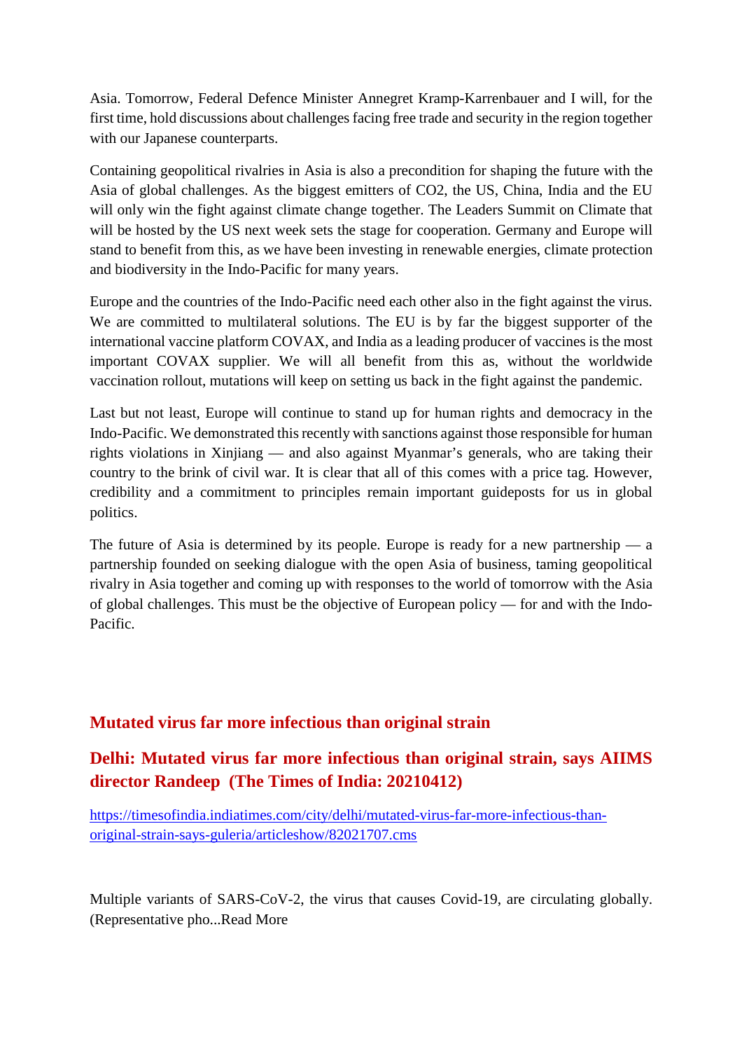Asia. Tomorrow, Federal Defence Minister Annegret Kramp-Karrenbauer and I will, for the first time, hold discussions about challenges facing free trade and security in the region together with our Japanese counterparts.

Containing geopolitical rivalries in Asia is also a precondition for shaping the future with the Asia of global challenges. As the biggest emitters of $CO_2$, the US, China, India and the EU will only win the fight against climate change together. The Leaders Summit on Climate that will be hosted by the US next week sets the stage for cooperation. Germany and Europe will stand to benefit from this, as we have been investing in renewable energies, climate protection and biodiversity in the Indo-Pacific for many years.

Europe and the countries of the Indo-Pacific need each other also in the fight against the virus. We are committed to multilateral solutions. The EU is by far the biggest supporter of the international vaccine platform COVAX, and India as a leading producer of vaccines is the most important COVAX supplier. We will all benefit from this as, without the worldwide vaccination rollout, mutations will keep on setting us back in the fight against the pandemic.

Last but not least, Europe will continue to stand up for human rights and democracy in the Indo-Pacific. We demonstrated this recently with sanctions against those responsible for human rights violations in Xinjiang — and also against Myanmar's generals, who are taking their country to the brink of civil war. It is clear that all of this comes with a price tag. However, credibility and a commitment to principles remain important guideposts for us in global politics.

The future of Asia is determined by its people. Europe is ready for a new partnership — a partnership founded on seeking dialogue with the open Asia of business, taming geopolitical rivalry in Asia together and coming up with responses to the world of tomorrow with the Asia of global challenges. This must be the objective of European policy — for and with the Indo-Pacific.

## Mutated virus far more infectious than original strain

## Delhi: Mutated virus far more infectious than original strain, says AIIMS director Randeep (The Times of India: 20210412)

https://timesofindia.indiatimes.com/city/delhi/mutated-virus-far-more-infectious-than-original-strain-says-guleria/articleshow/82021707.cms

Multiple variants of SARS-CoV-2, the virus that causes Covid-19, are circulating globally. (Representative pho...Read More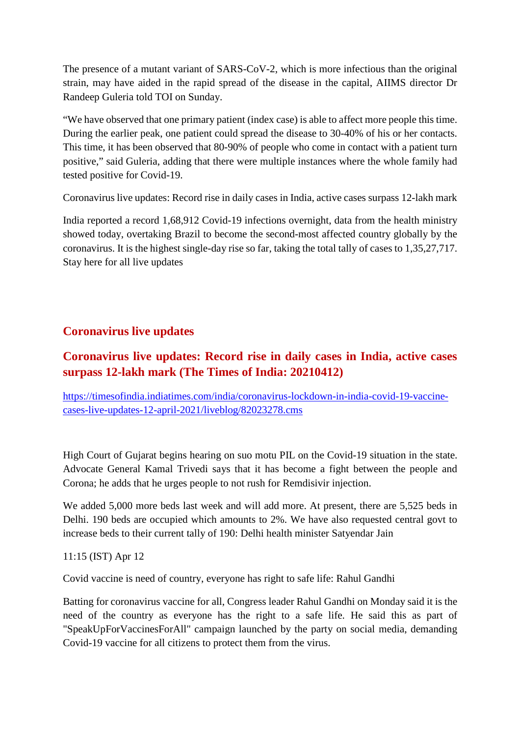The presence of a mutant variant of SARS-CoV-2, which is more infectious than the original strain, may have aided in the rapid spread of the disease in the capital, AIIMS director Dr Randeep Guleria told TOI on Sunday.

“We have observed that one primary patient (index case) is able to affect more people this time. During the earlier peak, one patient could spread the disease to 30-40% of his or her contacts. This time, it has been observed that 80-90% of people who come in contact with a patient turn positive,” said Guleria, adding that there were multiple instances where the whole family had tested positive for Covid-19.

Coronavirus live updates: Record rise in daily cases in India, active cases surpass 12-lakh mark

India reported a record 1,68,912 Covid-19 infections overnight, data from the health ministry showed today, overtaking Brazil to become the second-most affected country globally by the coronavirus. It is the highest single-day rise so far, taking the total tally of cases to 1,35,27,717. Stay here for all live updates

## Coronavirus live updates

## Coronavirus live updates: Record rise in daily cases in India, active cases surpass 12-lakh mark (The Times of India: 20210412)

https://timesofindia.indiatimes.com/india/coronavirus-lockdown-in-india-covid-19-vaccine-cases-live-updates-12-april-2021/liveblog/82023278.cms

High Court of Gujarat begins hearing on suo motu PIL on the Covid-19 situation in the state. Advocate General Kamal Trivedi says that it has become a fight between the people and Corona; he adds that he urges people to not rush for Remdisivir injection.

We added 5,000 more beds last week and will add more. At present, there are 5,525 beds in Delhi. 190 beds are occupied which amounts to 2%. We have also requested central govt to increase beds to their current tally of 190: Delhi health minister Satyendar Jain

11:15 (IST) Apr 12

Covid vaccine is need of country, everyone has right to safe life: Rahul Gandhi

Batting for coronavirus vaccine for all, Congress leader Rahul Gandhi on Monday said it is the need of the country as everyone has the right to a safe life. He said this as part of "SpeakUpForVaccinesForAll" campaign launched by the party on social media, demanding Covid-19 vaccine for all citizens to protect them from the virus.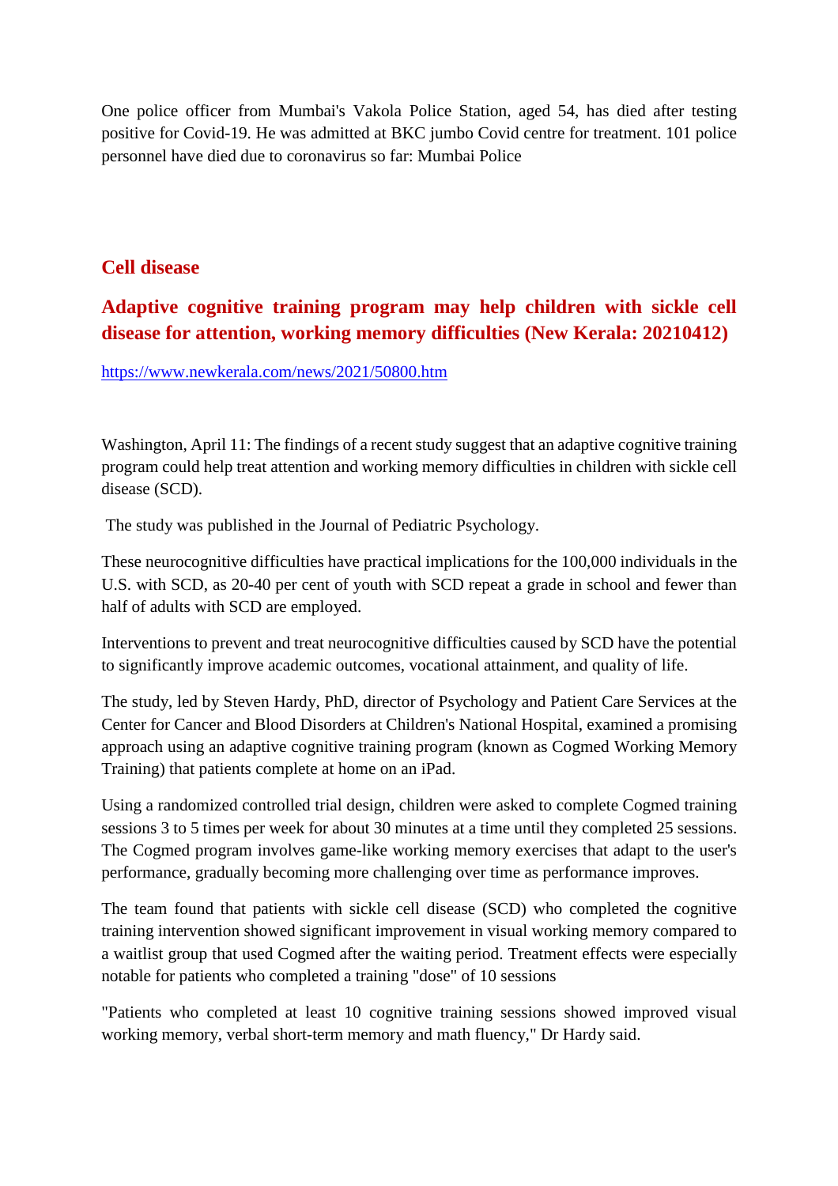One police officer from Mumbai's Vakola Police Station, aged 54, has died after testing positive for Covid-19. He was admitted at BKC jumbo Covid centre for treatment. 101 police personnel have died due to coronavirus so far: Mumbai Police

## Cell disease

### Adaptive cognitive training program may help children with sickle cell disease for attention, working memory difficulties (New Kerala: 20210412)

https://www.newkerala.com/news/2021/50800.htm

Washington, April 11: The findings of a recent study suggest that an adaptive cognitive training program could help treat attention and working memory difficulties in children with sickle cell disease (SCD).

The study was published in the Journal of Pediatric Psychology.

These neurocognitive difficulties have practical implications for the 100,000 individuals in the U.S. with SCD, as 20-40 per cent of youth with SCD repeat a grade in school and fewer than half of adults with SCD are employed.

Interventions to prevent and treat neurocognitive difficulties caused by SCD have the potential to significantly improve academic outcomes, vocational attainment, and quality of life.

The study, led by Steven Hardy, PhD, director of Psychology and Patient Care Services at the Center for Cancer and Blood Disorders at Children's National Hospital, examined a promising approach using an adaptive cognitive training program (known as Cogmed Working Memory Training) that patients complete at home on an iPad.

Using a randomized controlled trial design, children were asked to complete Cogmed training sessions 3 to 5 times per week for about 30 minutes at a time until they completed 25 sessions. The Cogmed program involves game-like working memory exercises that adapt to the user's performance, gradually becoming more challenging over time as performance improves.

The team found that patients with sickle cell disease (SCD) who completed the cognitive training intervention showed significant improvement in visual working memory compared to a waitlist group that used Cogmed after the waiting period. Treatment effects were especially notable for patients who completed a training "dose" of 10 sessions

"Patients who completed at least 10 cognitive training sessions showed improved visual working memory, verbal short-term memory and math fluency," Dr Hardy said.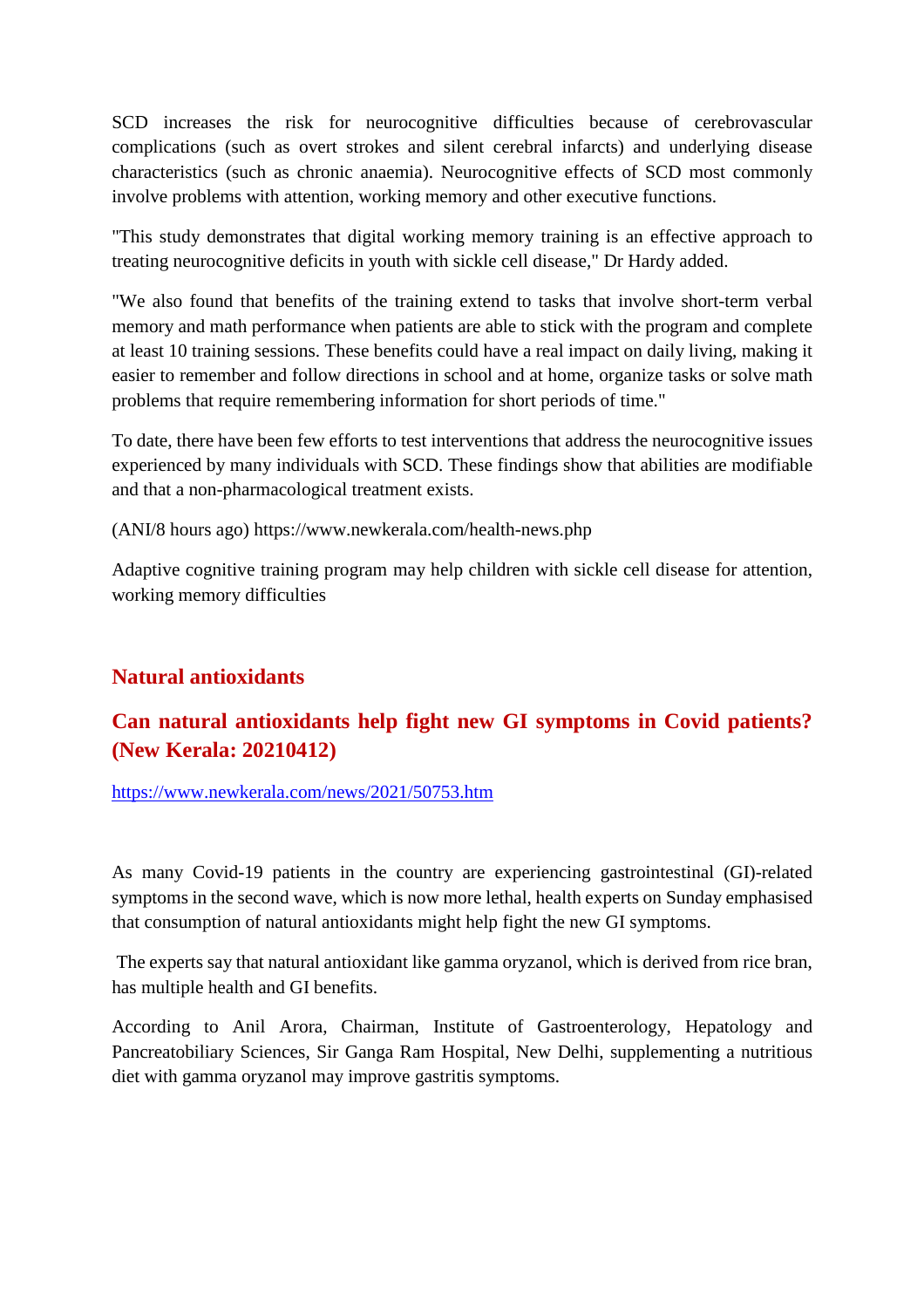SCD increases the risk for neurocognitive difficulties because of cerebrovascular complications (such as overt strokes and silent cerebral infarcts) and underlying disease characteristics (such as chronic anaemia). Neurocognitive effects of SCD most commonly involve problems with attention, working memory and other executive functions.

"This study demonstrates that digital working memory training is an effective approach to treating neurocognitive deficits in youth with sickle cell disease," Dr Hardy added.

"We also found that benefits of the training extend to tasks that involve short-term verbal memory and math performance when patients are able to stick with the program and complete at least 10 training sessions. These benefits could have a real impact on daily living, making it easier to remember and follow directions in school and at home, organize tasks or solve math problems that require remembering information for short periods of time."

To date, there have been few efforts to test interventions that address the neurocognitive issues experienced by many individuals with SCD. These findings show that abilities are modifiable and that a non-pharmacological treatment exists.

(ANI/8 hours ago) https://www.newkerala.com/health-news.php

Adaptive cognitive training program may help children with sickle cell disease for attention, working memory difficulties

## Natural antioxidants

## Can natural antioxidants help fight new GI symptoms in Covid patients? (New Kerala: 20210412)

https://www.newkerala.com/news/2021/50753.htm

As many Covid-19 patients in the country are experiencing gastrointestinal (GI)-related symptoms in the second wave, which is now more lethal, health experts on Sunday emphasised that consumption of natural antioxidants might help fight the new GI symptoms.

The experts say that natural antioxidant like gamma oryzanol, which is derived from rice bran, has multiple health and GI benefits.

According to Anil Arora, Chairman, Institute of Gastroenterology, Hepatology and Pancreatobiliary Sciences, Sir Ganga Ram Hospital, New Delhi, supplementing a nutritious diet with gamma oryzanol may improve gastritis symptoms.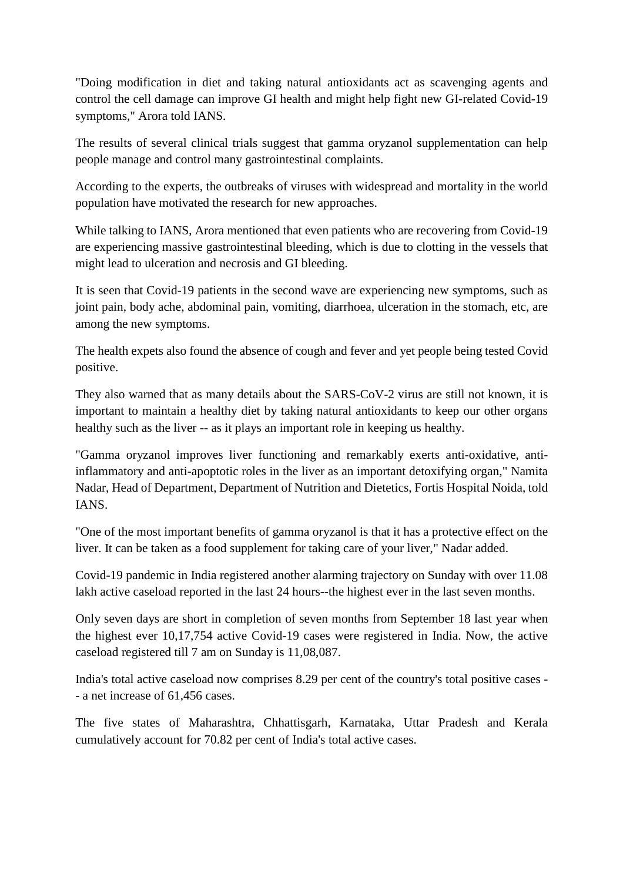"Doing modification in diet and taking natural antioxidants act as scavenging agents and control the cell damage can improve GI health and might help fight new GI-related Covid-19 symptoms," Arora told IANS.

The results of several clinical trials suggest that gamma oryzanol supplementation can help people manage and control many gastrointestinal complaints.

According to the experts, the outbreaks of viruses with widespread and mortality in the world population have motivated the research for new approaches.

While talking to IANS, Arora mentioned that even patients who are recovering from Covid-19 are experiencing massive gastrointestinal bleeding, which is due to clotting in the vessels that might lead to ulceration and necrosis and GI bleeding.

It is seen that Covid-19 patients in the second wave are experiencing new symptoms, such as joint pain, body ache, abdominal pain, vomiting, diarrhoea, ulceration in the stomach, etc, are among the new symptoms.

The health expets also found the absence of cough and fever and yet people being tested Covid positive.

They also warned that as many details about the SARS-CoV-2 virus are still not known, it is important to maintain a healthy diet by taking natural antioxidants to keep our other organs healthy such as the liver -- as it plays an important role in keeping us healthy.

"Gamma oryzanol improves liver functioning and remarkably exerts anti-oxidative, anti-inflammatory and anti-apoptotic roles in the liver as an important detoxifying organ," Namita Nadar, Head of Department, Department of Nutrition and Dietetics, Fortis Hospital Noida, told IANS.

"One of the most important benefits of gamma oryzanol is that it has a protective effect on the liver. It can be taken as a food supplement for taking care of your liver," Nadar added.

Covid-19 pandemic in India registered another alarming trajectory on Sunday with over 11.08 lakh active caseload reported in the last 24 hours--the highest ever in the last seven months.

Only seven days are short in completion of seven months from September 18 last year when the highest ever 10,17,754 active Covid-19 cases were registered in India. Now, the active caseload registered till 7 am on Sunday is 11,08,087.

India's total active caseload now comprises 8.29 per cent of the country's total positive cases -- a net increase of 61,456 cases.

The five states of Maharashtra, Chhattisgarh, Karnataka, Uttar Pradesh and Kerala cumulatively account for 70.82 per cent of India's total active cases.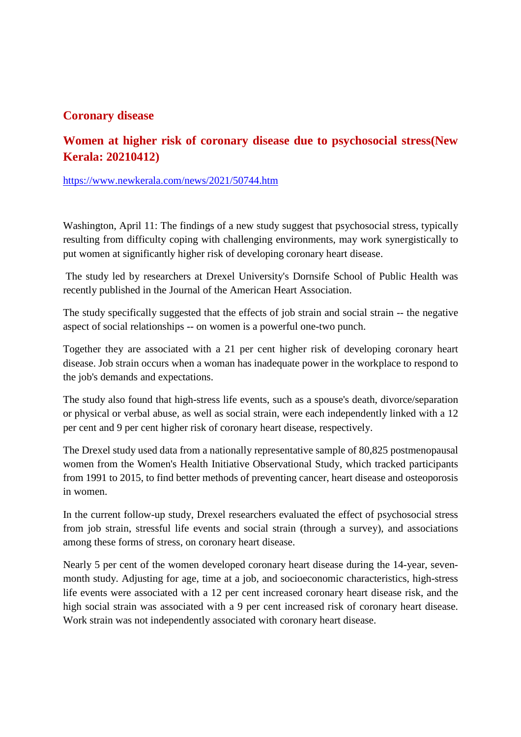## Coronary disease

### Women at higher risk of coronary disease due to psychosocial stress(New Kerala: 20210412)

https://www.newkerala.com/news/2021/50744.htm

Washington, April 11: The findings of a new study suggest that psychosocial stress, typically resulting from difficulty coping with challenging environments, may work synergistically to put women at significantly higher risk of developing coronary heart disease.

The study led by researchers at Drexel University's Dornsife School of Public Health was recently published in the Journal of the American Heart Association.

The study specifically suggested that the effects of job strain and social strain -- the negative aspect of social relationships -- on women is a powerful one-two punch.

Together they are associated with a 21 per cent higher risk of developing coronary heart disease. Job strain occurs when a woman has inadequate power in the workplace to respond to the job's demands and expectations.

The study also found that high-stress life events, such as a spouse's death, divorce/separation or physical or verbal abuse, as well as social strain, were each independently linked with a 12 per cent and 9 per cent higher risk of coronary heart disease, respectively.

The Drexel study used data from a nationally representative sample of 80,825 postmenopausal women from the Women's Health Initiative Observational Study, which tracked participants from 1991 to 2015, to find better methods of preventing cancer, heart disease and osteoporosis in women.

In the current follow-up study, Drexel researchers evaluated the effect of psychosocial stress from job strain, stressful life events and social strain (through a survey), and associations among these forms of stress, on coronary heart disease.

Nearly 5 per cent of the women developed coronary heart disease during the 14-year, seven-month study. Adjusting for age, time at a job, and socioeconomic characteristics, high-stress life events were associated with a 12 per cent increased coronary heart disease risk, and the high social strain was associated with a 9 per cent increased risk of coronary heart disease. Work strain was not independently associated with coronary heart disease.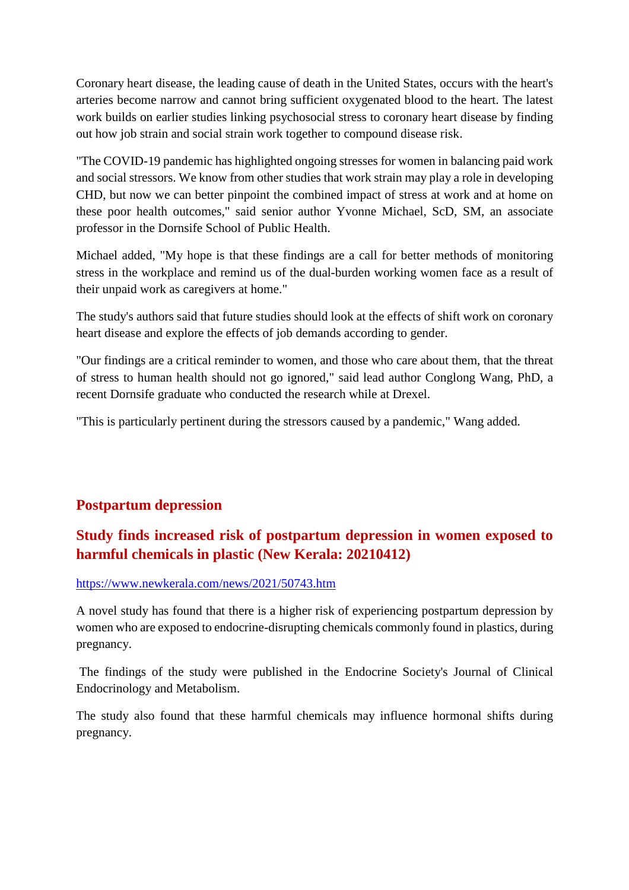Coronary heart disease, the leading cause of death in the United States, occurs with the heart's arteries become narrow and cannot bring sufficient oxygenated blood to the heart. The latest work builds on earlier studies linking psychosocial stress to coronary heart disease by finding out how job strain and social strain work together to compound disease risk.

"The COVID-19 pandemic has highlighted ongoing stresses for women in balancing paid work and social stressors. We know from other studies that work strain may play a role in developing CHD, but now we can better pinpoint the combined impact of stress at work and at home on these poor health outcomes," said senior author Yvonne Michael, ScD, SM, an associate professor in the Dornsife School of Public Health.

Michael added, "My hope is that these findings are a call for better methods of monitoring stress in the workplace and remind us of the dual-burden working women face as a result of their unpaid work as caregivers at home."

The study's authors said that future studies should look at the effects of shift work on coronary heart disease and explore the effects of job demands according to gender.

"Our findings are a critical reminder to women, and those who care about them, that the threat of stress to human health should not go ignored," said lead author Conglong Wang, PhD, a recent Dornsife graduate who conducted the research while at Drexel.

"This is particularly pertinent during the stressors caused by a pandemic," Wang added.

## Postpartum depression

### Study finds increased risk of postpartum depression in women exposed to harmful chemicals in plastic (New Kerala: 20210412)

https://www.newkerala.com/news/2021/50743.htm

A novel study has found that there is a higher risk of experiencing postpartum depression by women who are exposed to endocrine-disrupting chemicals commonly found in plastics, during pregnancy.

The findings of the study were published in the Endocrine Society's Journal of Clinical Endocrinology and Metabolism.

The study also found that these harmful chemicals may influence hormonal shifts during pregnancy.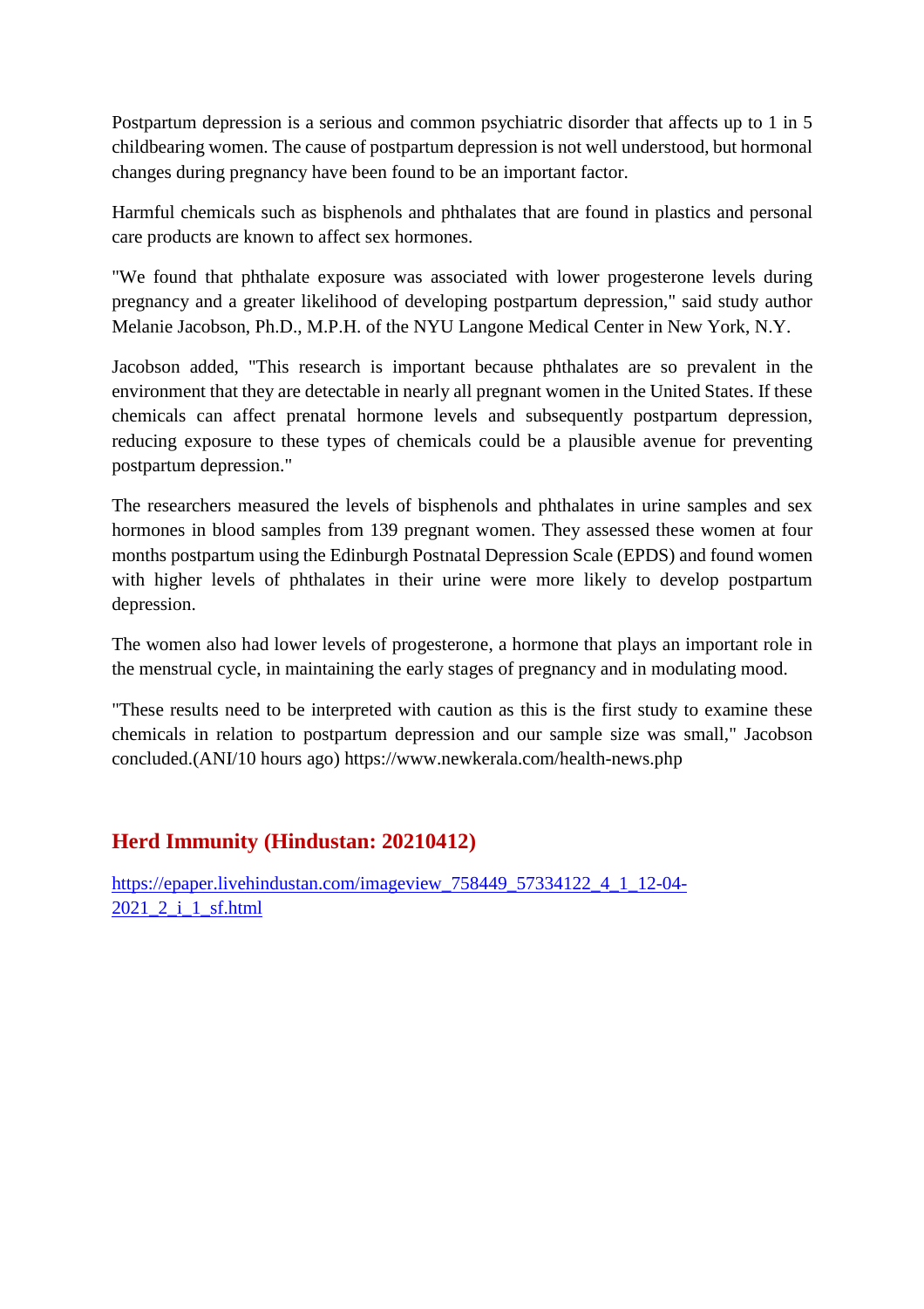Postpartum depression is a serious and common psychiatric disorder that affects up to 1 in 5 childbearing women. The cause of postpartum depression is not well understood, but hormonal changes during pregnancy have been found to be an important factor.

Harmful chemicals such as bisphenols and phthalates that are found in plastics and personal care products are known to affect sex hormones.

"We found that phthalate exposure was associated with lower progesterone levels during pregnancy and a greater likelihood of developing postpartum depression," said study author Melanie Jacobson, Ph.D., M.P.H. of the NYU Langone Medical Center in New York, N.Y.

Jacobson added, "This research is important because phthalates are so prevalent in the environment that they are detectable in nearly all pregnant women in the United States. If these chemicals can affect prenatal hormone levels and subsequently postpartum depression, reducing exposure to these types of chemicals could be a plausible avenue for preventing postpartum depression."

The researchers measured the levels of bisphenols and phthalates in urine samples and sex hormones in blood samples from 139 pregnant women. They assessed these women at four months postpartum using the Edinburgh Postnatal Depression Scale (EPDS) and found women with higher levels of phthalates in their urine were more likely to develop postpartum depression.

The women also had lower levels of progesterone, a hormone that plays an important role in the menstrual cycle, in maintaining the early stages of pregnancy and in modulating mood.

"These results need to be interpreted with caution as this is the first study to examine these chemicals in relation to postpartum depression and our sample size was small," Jacobson concluded.(ANI/10 hours ago) https://www.newkerala.com/health-news.php

## Herd Immunity (Hindustan: 20210412)

https://epaper.livehindustan.com/imageview_758449_57334122_4_1_12-04-2021_2_i_1_sf.html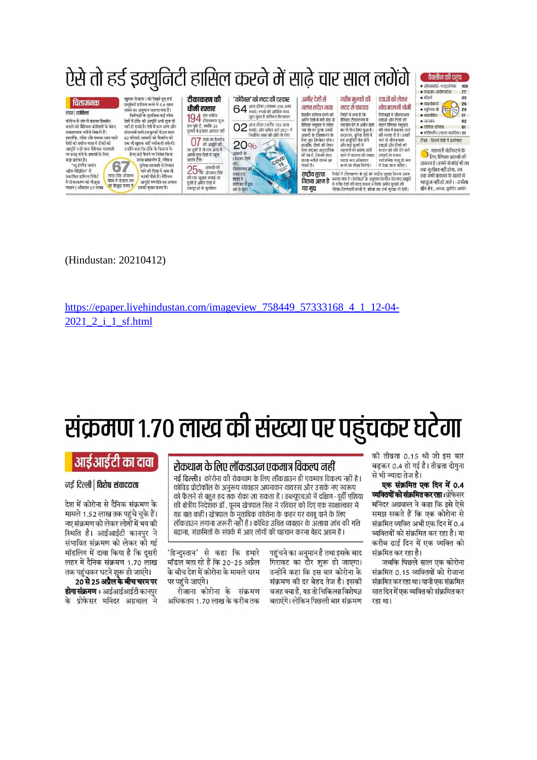# ऐसे तो हर्ड इम्युनिटी हासिल करने में साढ़े चार साल लगेंगे

**चिंताजनक**

**टीकाकरण की धीमी रफ्तार**

**'कोवैक्स' को मदद की दरकार**

**अमीर देशों से गलत संदेश गया**

**गरीब मुल्कों की मदद से फायदा**

**दवाओं को लेकर सोच बदलनी होगी**

**राष्ट्रीय सुरक्षा जितना अहम है यह मुद्दा**

**वैक्सीन की पहुंच**

महामारी से निपटने के लिए वैश्विक प्रयासों की जरूरत है। हममें से कोई भी तब तक सुरक्षित नहीं होगा, जब तक सभी वायरस के खतरे से महफूज नहीं हो जाते। –उर्सुला वॉन डेर, अध्यक्ष, यूरोपीय आयोग

(Hindustan: 20210412)

https://epaper.livehindustan.com/imageview_758449_57333168_4_1_12-04-2021_2_i_1_sf.html

# संक्रमण 1.70 लाख की संख्या पर पहुंचकर घटेगा

## आईआईटी का दावा

नई दिल्ली | विशेष संवाददाता

देश में कोरोना से दैनिक संक्रमण के मामले 1.52 लाख तक पहुंचे चुके हैं। नए संक्रमण को लेकर लोगों में भय की स्थिति है। आईआईटी कानपुर ने संभावित संक्रमण को लेकर की गई मॉडलिंग में दावा किया है कि दूसरी लहर में दैनिक संक्रमण 1.70 लाख तक पहुंचकर घटने शुरू हो जाएंगे।

**20 से 25 अप्रैल के बीच चरम पर होगा संक्रमण :** आईआईआईटी कानपुर के प्रोफेसर मनिंदर अग्रवाल ने 'हिन्दुस्तान' से कहा कि हमारे मॉडल बता रहे हैं कि 20-25 अप्रैल के बीच देश में कोरोना के मामले चरम पर पहुंचेंगे। रोजाना कोरोना के संक्रमण अधिकतम 1.70 लाख के करीब तक पहुंचने का अनुमान है तथा इसके बाद गिरावट का दौर शुरू हो जाएगा। उन्होंने कहा कि इस बार कोरोना के संक्रमण की दर बेहद तेज है। इसकी वजह क्या है, यह तो चिकित्सा विशेषज्ञ बताएंगे। लेकिन पिछली बार संक्रमण की तीव्रता 0.15 थी जो इस बार बढ़कर 0.4 हो गई है। तीव्रता दोगुना से भी ज्यादा तेज है।

**एक संक्रमित एक दिन में 0.4 व्यक्तियों को संक्रमित कर रहा :** प्रोफेसर मनिंदर अग्रवाल ने कहा कि इसे ऐसे समझ सकते हैं कि एक कोरोना से संक्रमित व्यक्ति अभी एक दिन में 0.4 व्यक्तियों को संक्रमित कर रहा है। या करीब ढाई दिन में एक व्यक्ति को संक्रमित कर रहा है।

जबकि पिछले साल एक कोरोना संक्रमित 0.15 व्यक्तियों को रोजाना संक्रमित कर रहा था। यानी एक संक्रमित सात दिन में एक व्यक्ति को संक्रमित कर रहा था।

### रोकथाम के लिए लॉकडाउन एकमात्र विकल्प नहीं

नई दिल्ली। कोरोना की रोकथाम के लिए लॉकडाउन ही एकमात्र विकल्प नहीं है। कोविड प्रोटोकॉल के अनुरूप व्यवहार अपनाकर वायरस और उसके नए स्वरूप को फैलने से बहुत हद तक रोका जा सकता है। डब्ल्यूएचओ में दक्षिण-पूर्वी एशिया की क्षेत्रीय निदेशक डॉ. पूनम खेत्रपाल सिंह ने रविवार को दिए एक साक्षात्कार में यह बात कही। खेत्रपाल के मुताबिक कोरोना के कहर पर काबू पाने के लिए लॉकडाउन लगाना जरूरी नहीं है। कोविड उचित व्यवहार के अलावा जांच की गति बढ़ाना, संक्रमितों के संपर्क में आए लोगों की पहचान करना बेहद अहम है।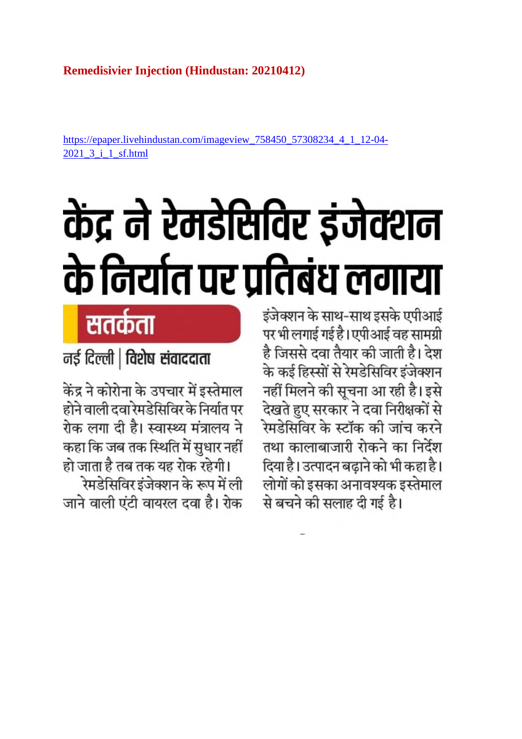**Remedisivier Injection (Hindustan: 20210412)**

https://epaper.livehindustan.com/imageview_758450_57308234_4_1_12-04-2021_3_i_1_sf.html

# केंद्र ने रेमडेसिविर इंजेक्शन के निर्यात पर प्रतिबंध लगाया

## सतर्कता

**नई दिल्ली | विशेष संवाददाता**

केंद्र ने कोरोना के उपचार में इस्तेमाल होने वाली दवा रेमडेसिविर के निर्यात पर रोक लगा दी है। स्वास्थ्य मंत्रालय ने कहा कि जब तक स्थिति में सुधार नहीं हो जाता है तब तक यह रोक रहेगी।

रेमडेसिविर इंजेक्शन के रूप में ली जाने वाली एंटी वायरल दवा है। रोक इंजेक्शन के साथ-साथ इसके एपीआई पर भी लगाई गई है। एपीआई वह सामग्री है जिससे दवा तैयार की जाती है। देश के कई हिस्सों से रेमडेसिविर इंजेक्शन नहीं मिलने की सूचना आ रही है। इसे देखते हुए सरकार ने दवा निरीक्षकों से रेमडेसिविर के स्टॉक की जांच करने तथा कालाबाजारी रोकने का निर्देश दिया है। उत्पादन बढ़ाने को भी कहा है। लोगों को इसका अनावश्यक इस्तेमाल से बचने की सलाह दी गई है।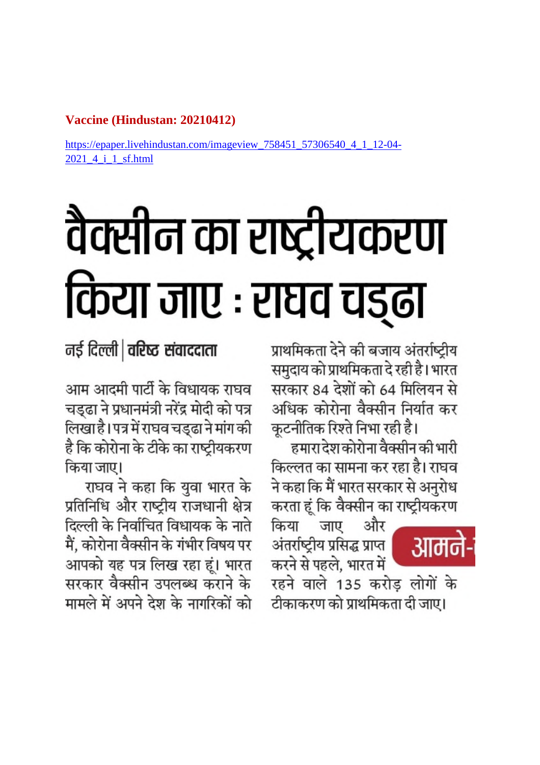**Vaccine (Hindustan: 20210412)**

https://epaper.livehindustan.com/imageview_758451_57306540_4_1_12-04-2021_4_i_1_sf.html

# वैक्सीन का राष्ट्रीयकरण किया जाए : राघव चड्ढा

**नई दिल्ली | वरिष्ठ संवाददाता**

आम आदमी पार्टी के विधायक राघव चड्ढा ने प्रधानमंत्री नरेंद्र मोदी को पत्र लिखा है। पत्र में राघव चड्ढा ने मांग की है कि कोरोना के टीके का राष्ट्रीयकरण किया जाए।

राघव ने कहा कि युवा भारत के प्रतिनिधि और राष्ट्रीय राजधानी क्षेत्र दिल्ली के निर्वाचित विधायक के नाते मैं, कोरोना वैक्सीन के गंभीर विषय पर आपको यह पत्र लिख रहा हूं। भारत सरकार वैक्सीन उपलब्ध कराने के मामले में अपने देश के नागरिकों को प्राथमिकता देने की बजाय अंतर्राष्ट्रीय समुदाय को प्राथमिकता दे रही है। भारत सरकार 84 देशों को 64 मिलियन से अधिक कोरोना वैक्सीन निर्यात कर कूटनीतिक रिश्ते निभा रही है।

हमारा देश कोरोना वैक्सीन की भारी किल्लत का सामना कर रहा है। राघव ने कहा कि मैं भारत सरकार से अनुरोध करता हूं कि वैक्सीन का राष्ट्रीयकरण किया जाए और अंतर्राष्ट्रीय प्रसिद्ध प्राप्त करने से पहले, भारत में रहने वाले 135 करोड़ लोगों के टीकाकरण को प्राथमिकता दी जाए।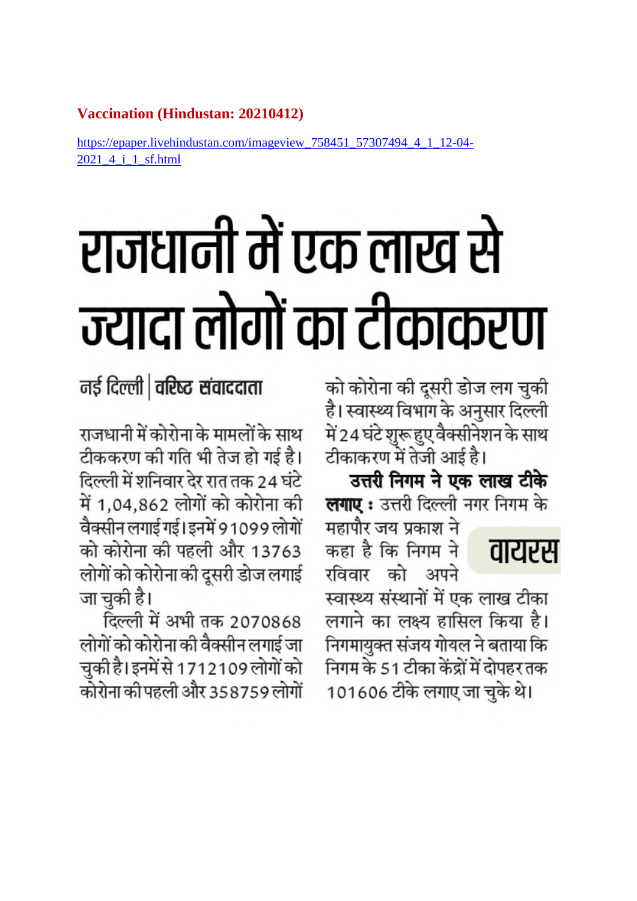**Vaccination (Hindustan: 20210412)**

https://epaper.livehindustan.com/imageview_758451_57307494_4_1_12-04-2021_4_i_1_sf.html

# राजधानी में एक लाख से ज्यादा लोगों का टीकाकरण

**नई दिल्ली | वरिष्ठ संवाददाता**

राजधानी में कोरोना के मामलों के साथ टीककरण की गति भी तेज हो गई है। दिल्ली में शनिवार देर रात तक 24 घंटे में 1,04,862 लोगों को कोरोना की वैक्सीन लगाई गई। इनमें 91099 लोगों को कोरोना की पहली और 13763 लोगों को कोरोना की दूसरी डोज लगाई जा चुकी है।

दिल्ली में अभी तक 2070868 लोगों को कोरोना की वैक्सीन लगाई जा चुकी है। इनमें से 1712109 लोगों को कोरोना की पहली और 358759 लोगों को कोरोना की दूसरी डोज लग चुकी है। स्वास्थ्य विभाग के अनुसार दिल्ली में 24 घंटे शुरू हुए वैक्सीनेशन के साथ टीकाकरण में तेजी आई है।

**उत्तरी निगम ने एक लाख टीके लगाए :** उत्तरी दिल्ली नगर निगम के महापौर जय प्रकाश ने कहा है कि निगम ने रविवार को अपने स्वास्थ्य संस्थानों में एक लाख टीका लगाने का लक्ष्य हासिल किया है। निगमायुक्त संजय गोयल ने बताया कि निगम के 51 टीका केंद्रों में दोपहर तक 101606 टीके लगाए जा चुके थे।

वायरस